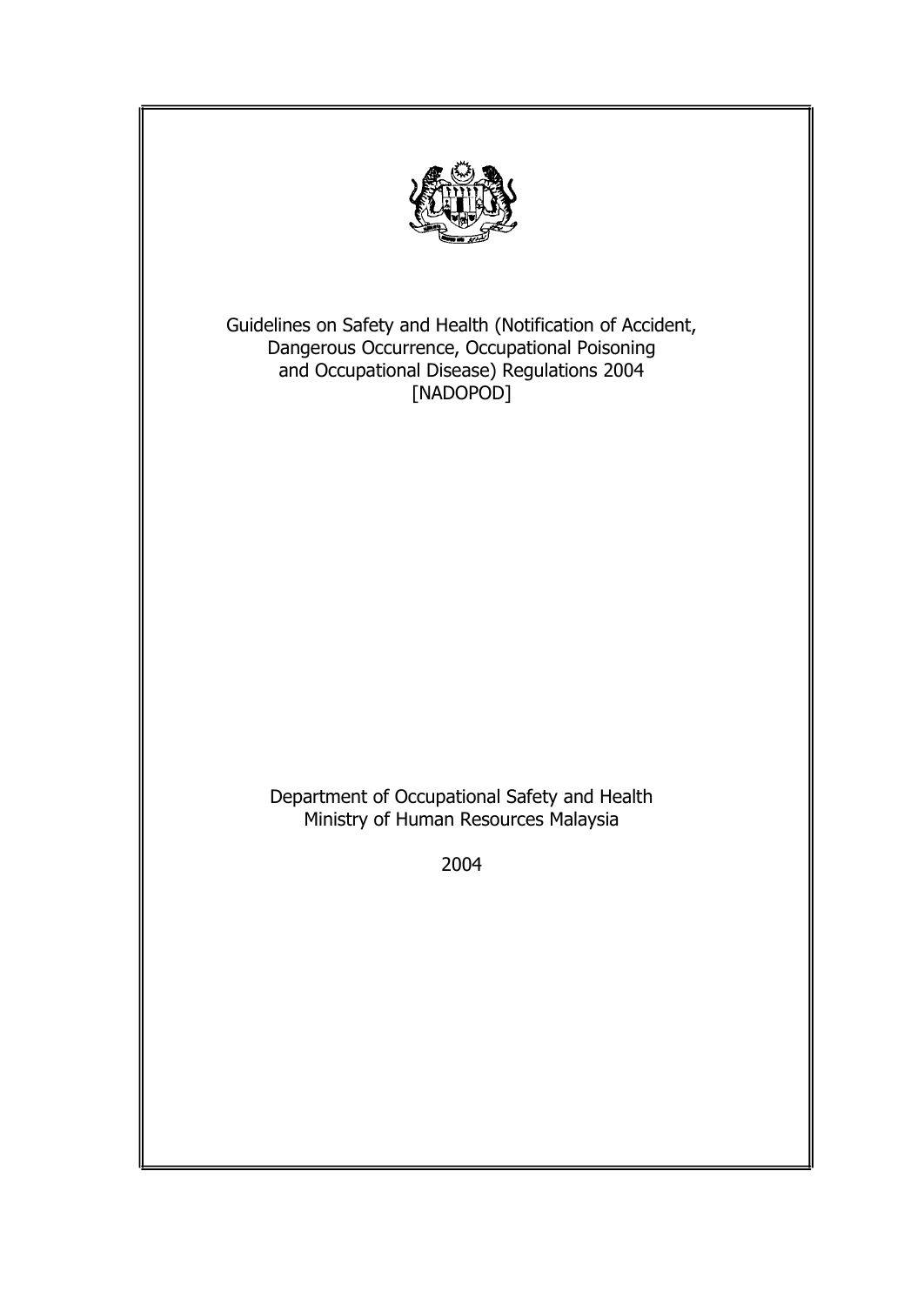# Guidelines on Safety and Health (Notification of Accident, Dangerous Occurrence, Occupational Poisoning and Occupational Disease) Regulations 2004 [NADOPOD]

Department of Occupational Safety and Health
Ministry of Human Resources Malaysia

2004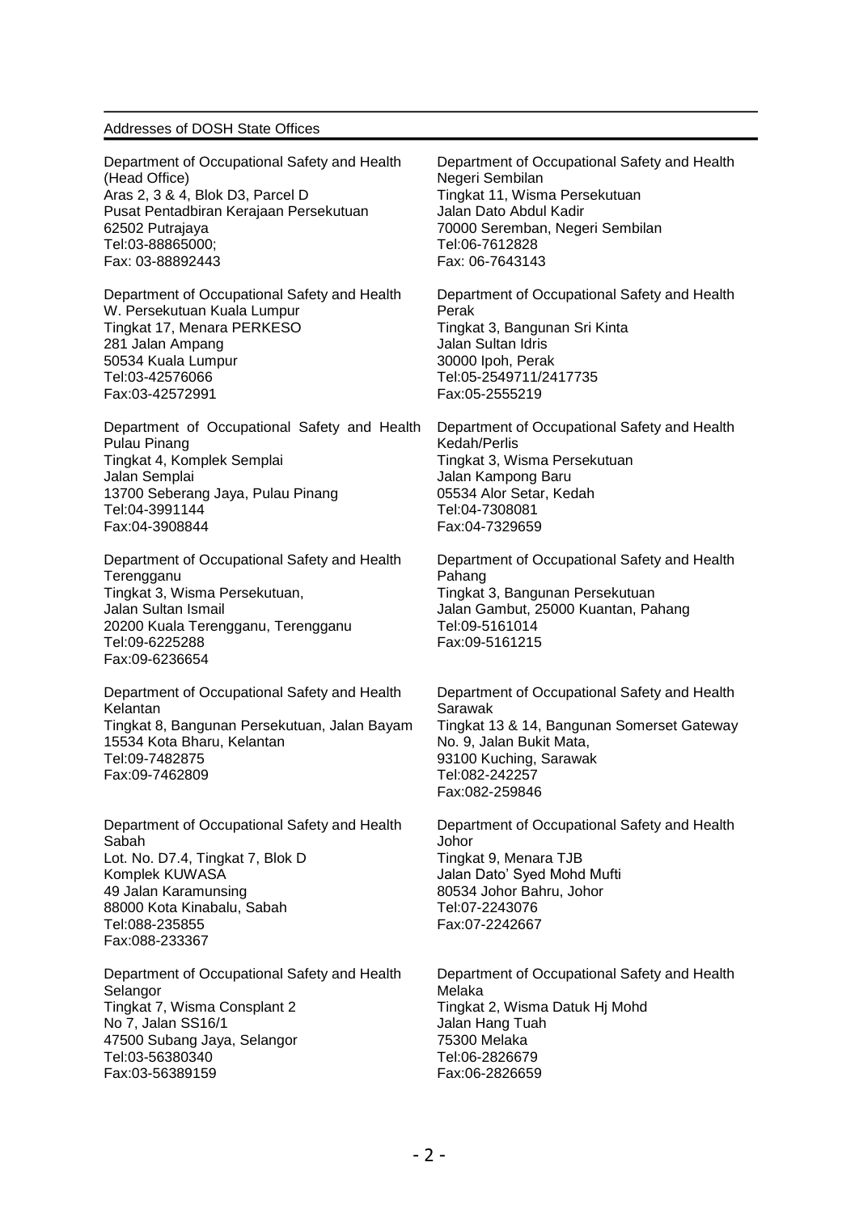## Addresses of DOSH State Offices

Department of Occupational Safety and Health
(Head Office)
Aras 2, 3 & 4, Blok D3, Parcel D
Pusat Pentadbiran Kerajaan Persekutuan
62502 Putrajaya
Tel:03-88865000;
Fax: 03-88892443

Department of Occupational Safety and Health
W. Persekutuan Kuala Lumpur
Tingkat 17, Menara PERKESO
281 Jalan Ampang
50534 Kuala Lumpur
Tel:03-42576066
Fax:03-42572991

Department of Occupational Safety and Health
Pulau Pinang
Tingkat 4, Komplek Semplai
Jalan Semplai
13700 Seberang Jaya, Pulau Pinang
Tel:04-3991144
Fax:04-3908844

Department of Occupational Safety and Health
Terengganu
Tingkat 3, Wisma Persekutuan,
Jalan Sultan Ismail
20200 Kuala Terengganu, Terengganu
Tel:09-6225288
Fax:09-6236654

Department of Occupational Safety and Health
Kelantan
Tingkat 8, Bangunan Persekutuan, Jalan Bayam
15534 Kota Bharu, Kelantan
Tel:09-7482875
Fax:09-7462809

Department of Occupational Safety and Health
Sabah
Lot. No. D7.4, Tingkat 7, Blok D
Komplek KUWASA
49 Jalan Karamunsing
88000 Kota Kinabalu, Sabah
Tel:088-235855
Fax:088-233367

Department of Occupational Safety and Health
Selangor
Tingkat 7, Wisma Consplant 2
No 7, Jalan SS16/1
47500 Subang Jaya, Selangor
Tel:03-56380340
Fax:03-56389159

Department of Occupational Safety and Health
Negeri Sembilan
Tingkat 11, Wisma Persekutuan
Jalan Dato Abdul Kadir
70000 Seremban, Negeri Sembilan
Tel:06-7612828
Fax: 06-7643143

Department of Occupational Safety and Health
Perak
Tingkat 3, Bangunan Sri Kinta
Jalan Sultan Idris
30000 Ipoh, Perak
Tel:05-2549711/2417735
Fax:05-2555219

Department of Occupational Safety and Health
Kedah/Perlis
Tingkat 3, Wisma Persekutuan
Jalan Kampong Baru
05534 Alor Setar, Kedah
Tel:04-7308081
Fax:04-7329659

Department of Occupational Safety and Health
Pahang
Tingkat 3, Bangunan Persekutuan
Jalan Gambut, 25000 Kuantan, Pahang
Tel:09-5161014
Fax:09-5161215

Department of Occupational Safety and Health
Sarawak
Tingkat 13 & 14, Bangunan Somerset Gateway
No. 9, Jalan Bukit Mata,
93100 Kuching, Sarawak
Tel:082-242257
Fax:082-259846

Department of Occupational Safety and Health
Johor
Tingkat 9, Menara TJB
Jalan Dato' Syed Mohd Mufti
80534 Johor Bahru, Johor
Tel:07-2243076
Fax:07-2242667

Department of Occupational Safety and Health
Melaka
Tingkat 2, Wisma Datuk Hj Mohd
Jalan Hang Tuah
75300 Melaka
Tel:06-2826679
Fax:06-2826659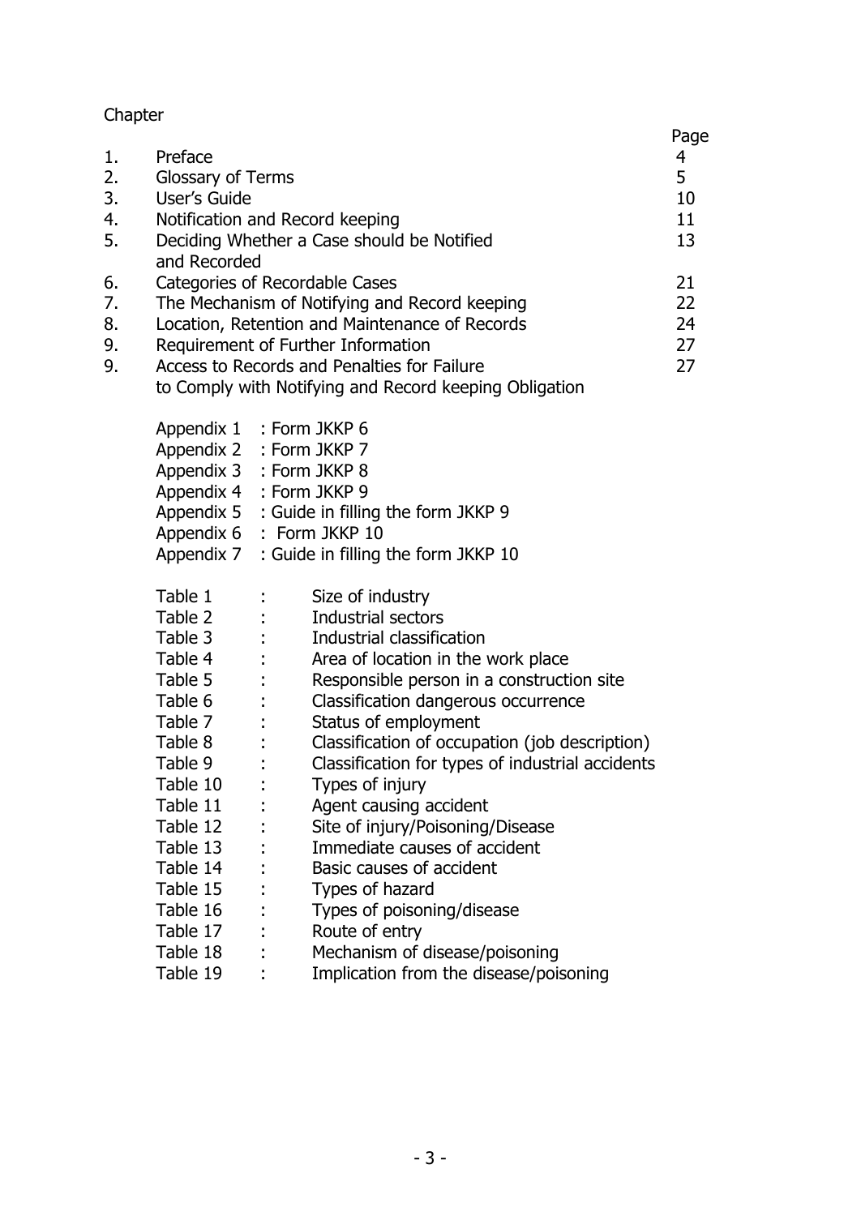Chapter

| | | Page |
|---|---|---|
| 1. | Preface | 4 |
| 2. | Glossary of Terms | 5 |
| 3. | User's Guide | 10 |
| 4. | Notification and Record keeping | 11 |
| 5. | Deciding Whether a Case should be Notified and Recorded | 13 |
| 6. | Categories of Recordable Cases | 21 |
| 7. | The Mechanism of Notifying and Record keeping | 22 |
| 8. | Location, Retention and Maintenance of Records | 24 |
| 9. | Requirement of Further Information | 27 |
| 9. | Access to Records and Penalties for Failure to Comply with Notifying and Record keeping Obligation | 27 |

Appendix 1 : Form JKKP 6
Appendix 2 : Form JKKP 7
Appendix 3 : Form JKKP 8
Appendix 4 : Form JKKP 9
Appendix 5 : Guide in filling the form JKKP 9
Appendix 6 : Form JKKP 10
Appendix 7 : Guide in filling the form JKKP 10

Table 1 : Size of industry
Table 2 : Industrial sectors
Table 3 : Industrial classification
Table 4 : Area of location in the work place
Table 5 : Responsible person in a construction site
Table 6 : Classification dangerous occurrence
Table 7 : Status of employment
Table 8 : Classification of occupation (job description)
Table 9 : Classification for types of industrial accidents
Table 10 : Types of injury
Table 11 : Agent causing accident
Table 12 : Site of injury/Poisoning/Disease
Table 13 : Immediate causes of accident
Table 14 : Basic causes of accident
Table 15 : Types of hazard
Table 16 : Types of poisoning/disease
Table 17 : Route of entry
Table 18 : Mechanism of disease/poisoning
Table 19 : Implication from the disease/poisoning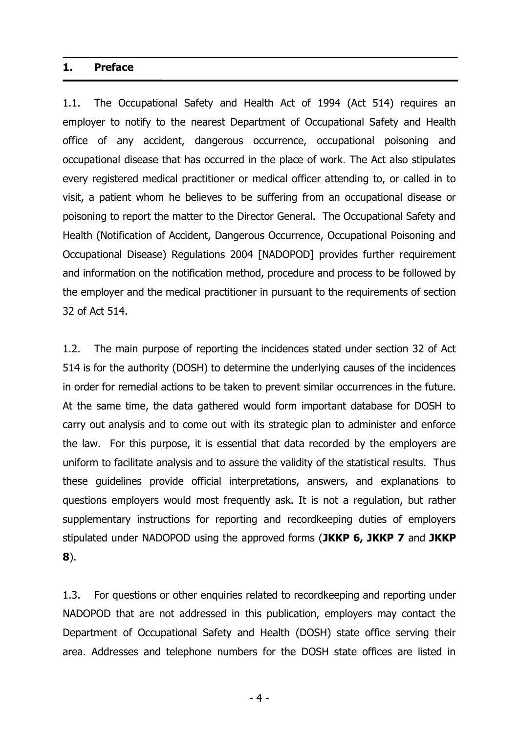## 1. Preface

1.1. The Occupational Safety and Health Act of 1994 (Act 514) requires an employer to notify to the nearest Department of Occupational Safety and Health office of any accident, dangerous occurrence, occupational poisoning and occupational disease that has occurred in the place of work. The Act also stipulates every registered medical practitioner or medical officer attending to, or called in to visit, a patient whom he believes to be suffering from an occupational disease or poisoning to report the matter to the Director General. The Occupational Safety and Health (Notification of Accident, Dangerous Occurrence, Occupational Poisoning and Occupational Disease) Regulations 2004 [NADOPOD] provides further requirement and information on the notification method, procedure and process to be followed by the employer and the medical practitioner in pursuant to the requirements of section 32 of Act 514.

1.2. The main purpose of reporting the incidences stated under section 32 of Act 514 is for the authority (DOSH) to determine the underlying causes of the incidences in order for remedial actions to be taken to prevent similar occurrences in the future. At the same time, the data gathered would form important database for DOSH to carry out analysis and to come out with its strategic plan to administer and enforce the law. For this purpose, it is essential that data recorded by the employers are uniform to facilitate analysis and to assure the validity of the statistical results. Thus these guidelines provide official interpretations, answers, and explanations to questions employers would most frequently ask. It is not a regulation, but rather supplementary instructions for reporting and recordkeeping duties of employers stipulated under NADOPOD using the approved forms (**JKKP 6, JKKP 7** and **JKKP 8**).

1.3. For questions or other enquiries related to recordkeeping and reporting under NADOPOD that are not addressed in this publication, employers may contact the Department of Occupational Safety and Health (DOSH) state office serving their area. Addresses and telephone numbers for the DOSH state offices are listed in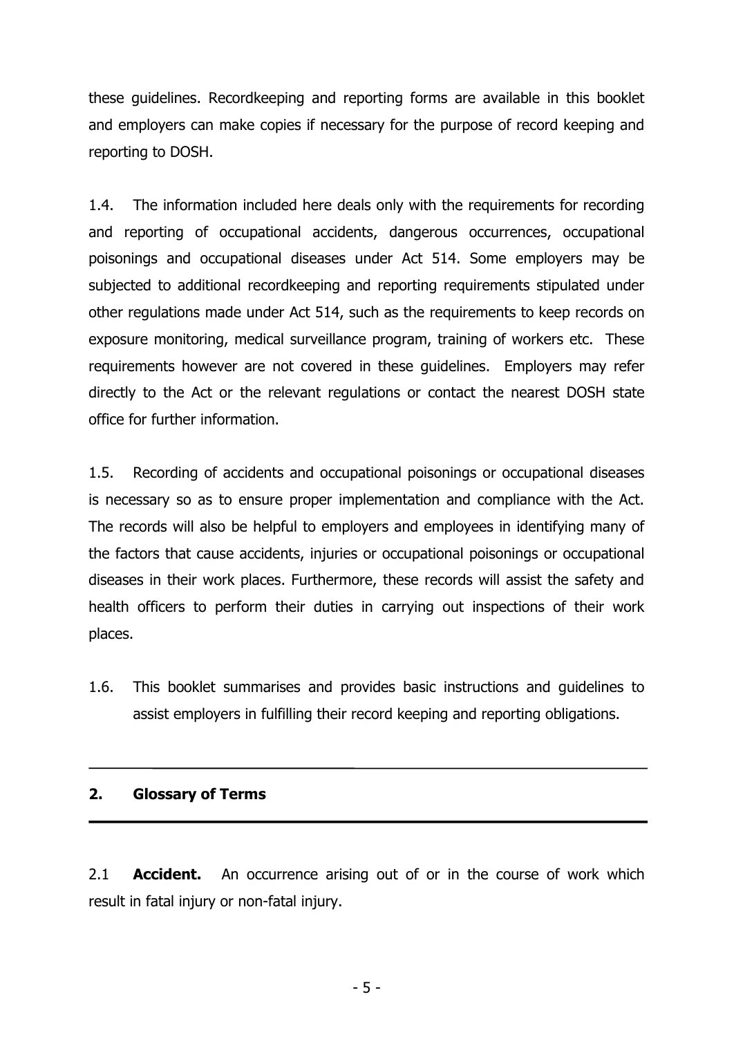these guidelines. Recordkeeping and reporting forms are available in this booklet and employers can make copies if necessary for the purpose of record keeping and reporting to DOSH.

1.4. The information included here deals only with the requirements for recording and reporting of occupational accidents, dangerous occurrences, occupational poisonings and occupational diseases under Act 514. Some employers may be subjected to additional recordkeeping and reporting requirements stipulated under other regulations made under Act 514, such as the requirements to keep records on exposure monitoring, medical surveillance program, training of workers etc. These requirements however are not covered in these guidelines. Employers may refer directly to the Act or the relevant regulations or contact the nearest DOSH state office for further information.

1.5. Recording of accidents and occupational poisonings or occupational diseases is necessary so as to ensure proper implementation and compliance with the Act. The records will also be helpful to employers and employees in identifying many of the factors that cause accidents, injuries or occupational poisonings or occupational diseases in their work places. Furthermore, these records will assist the safety and health officers to perform their duties in carrying out inspections of their work places.

1.6. This booklet summarises and provides basic instructions and guidelines to assist employers in fulfilling their record keeping and reporting obligations.

## 2. Glossary of Terms

2.1 **Accident.** An occurrence arising out of or in the course of work which result in fatal injury or non-fatal injury.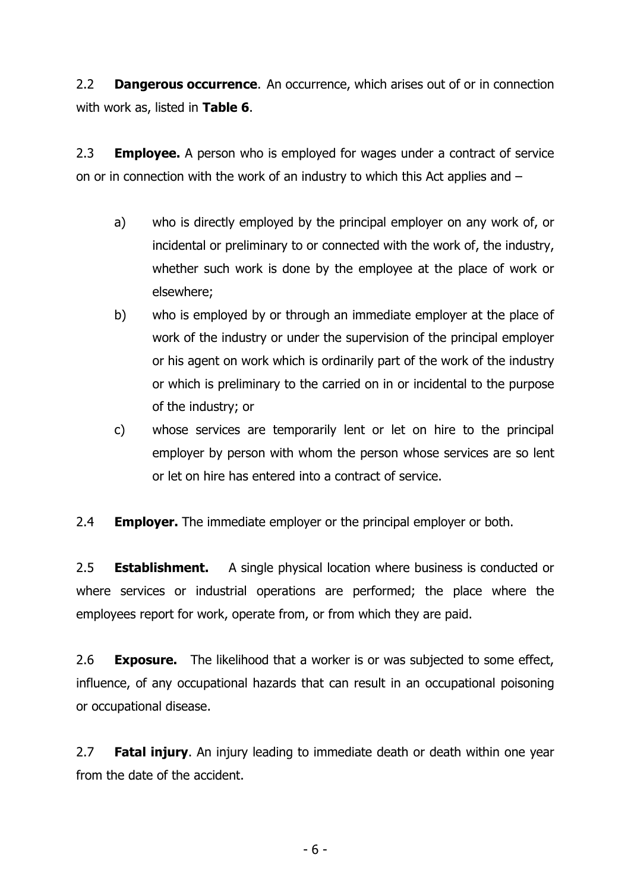2.2 **Dangerous occurrence**. An occurrence, which arises out of or in connection with work as, listed in **Table 6**.

2.3 **Employee.** A person who is employed for wages under a contract of service on or in connection with the work of an industry to which this Act applies and –

a) who is directly employed by the principal employer on any work of, or incidental or preliminary to or connected with the work of, the industry, whether such work is done by the employee at the place of work or elsewhere;

b) who is employed by or through an immediate employer at the place of work of the industry or under the supervision of the principal employer or his agent on work which is ordinarily part of the work of the industry or which is preliminary to the carried on in or incidental to the purpose of the industry; or

c) whose services are temporarily lent or let on hire to the principal employer by person with whom the person whose services are so lent or let on hire has entered into a contract of service.

2.4 **Employer.** The immediate employer or the principal employer or both.

2.5 **Establishment.** A single physical location where business is conducted or where services or industrial operations are performed; the place where the employees report for work, operate from, or from which they are paid.

2.6 **Exposure.** The likelihood that a worker is or was subjected to some effect, influence, of any occupational hazards that can result in an occupational poisoning or occupational disease.

2.7 **Fatal injury**. An injury leading to immediate death or death within one year from the date of the accident.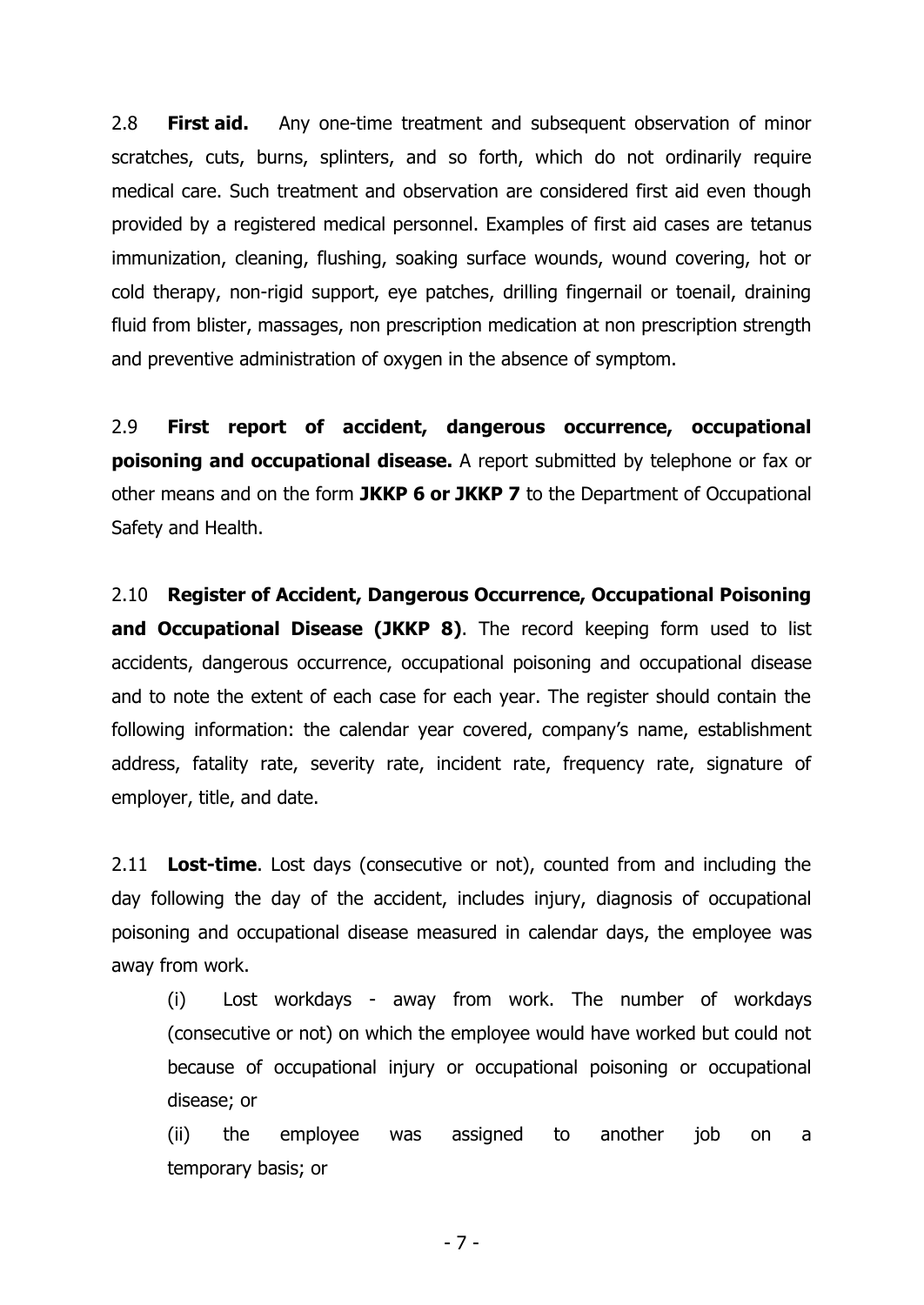2.8 **First aid.** Any one-time treatment and subsequent observation of minor scratches, cuts, burns, splinters, and so forth, which do not ordinarily require medical care. Such treatment and observation are considered first aid even though provided by a registered medical personnel. Examples of first aid cases are tetanus immunization, cleaning, flushing, soaking surface wounds, wound covering, hot or cold therapy, non-rigid support, eye patches, drilling fingernail or toenail, draining fluid from blister, massages, non prescription medication at non prescription strength and preventive administration of oxygen in the absence of symptom.

2.9 **First report of accident, dangerous occurrence, occupational poisoning and occupational disease.** A report submitted by telephone or fax or other means and on the form **JKKP 6 or JKKP 7** to the Department of Occupational Safety and Health.

2.10 **Register of Accident, Dangerous Occurrence, Occupational Poisoning and Occupational Disease (JKKP 8)**. The record keeping form used to list accidents, dangerous occurrence, occupational poisoning and occupational disease and to note the extent of each case for each year. The register should contain the following information: the calendar year covered, company's name, establishment address, fatality rate, severity rate, incident rate, frequency rate, signature of employer, title, and date.

2.11 **Lost-time**. Lost days (consecutive or not), counted from and including the day following the day of the accident, includes injury, diagnosis of occupational poisoning and occupational disease measured in calendar days, the employee was away from work.

(i) Lost workdays - away from work. The number of workdays (consecutive or not) on which the employee would have worked but could not because of occupational injury or occupational poisoning or occupational disease; or

(ii) the employee was assigned to another job on a temporary basis; or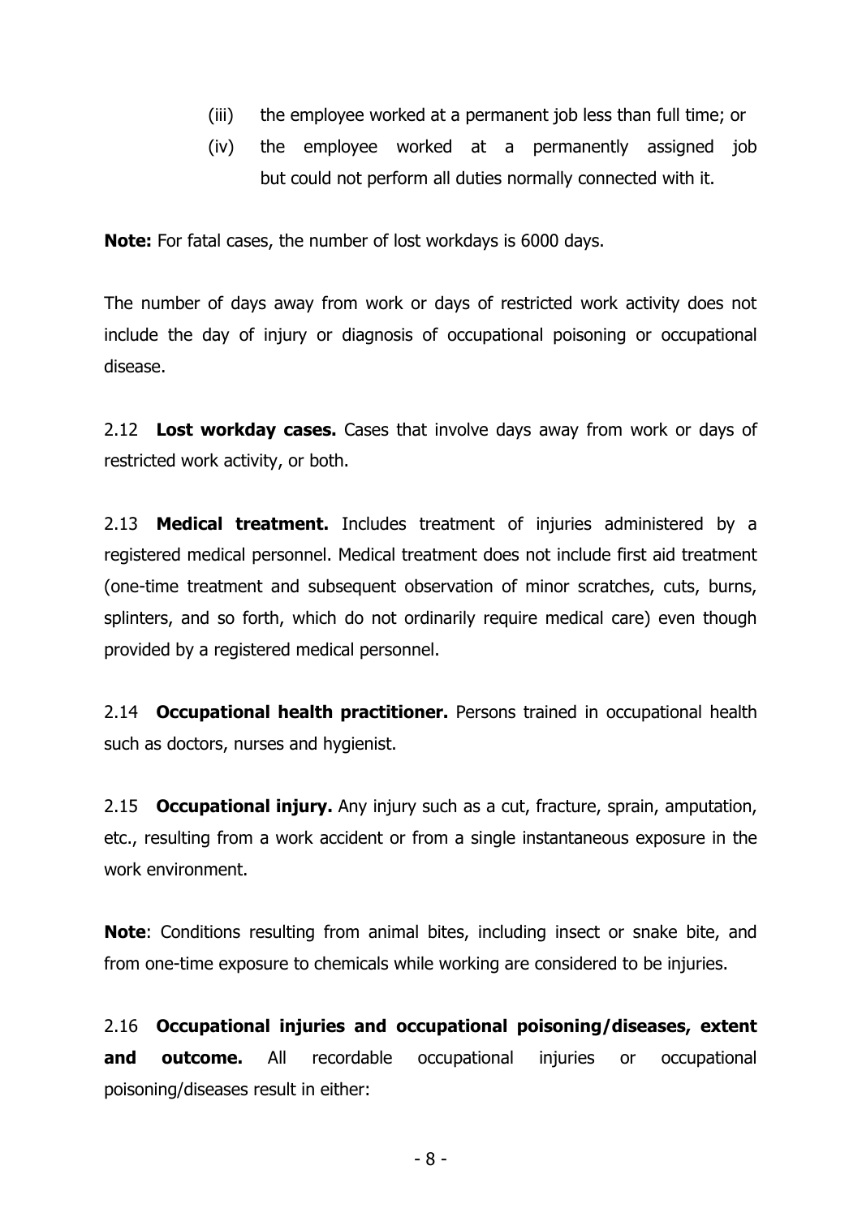(iii) the employee worked at a permanent job less than full time; or

(iv) the employee worked at a permanently assigned job but could not perform all duties normally connected with it.

**Note:** For fatal cases, the number of lost workdays is 6000 days.

The number of days away from work or days of restricted work activity does not include the day of injury or diagnosis of occupational poisoning or occupational disease.

2.12 **Lost workday cases.** Cases that involve days away from work or days of restricted work activity, or both.

2.13 **Medical treatment.** Includes treatment of injuries administered by a registered medical personnel. Medical treatment does not include first aid treatment (one-time treatment and subsequent observation of minor scratches, cuts, burns, splinters, and so forth, which do not ordinarily require medical care) even though provided by a registered medical personnel.

2.14 **Occupational health practitioner.** Persons trained in occupational health such as doctors, nurses and hygienist.

2.15 **Occupational injury.** Any injury such as a cut, fracture, sprain, amputation, etc., resulting from a work accident or from a single instantaneous exposure in the work environment.

**Note**: Conditions resulting from animal bites, including insect or snake bite, and from one-time exposure to chemicals while working are considered to be injuries.

2.16 **Occupational injuries and occupational poisoning/diseases, extent and outcome.** All recordable occupational injuries or occupational poisoning/diseases result in either: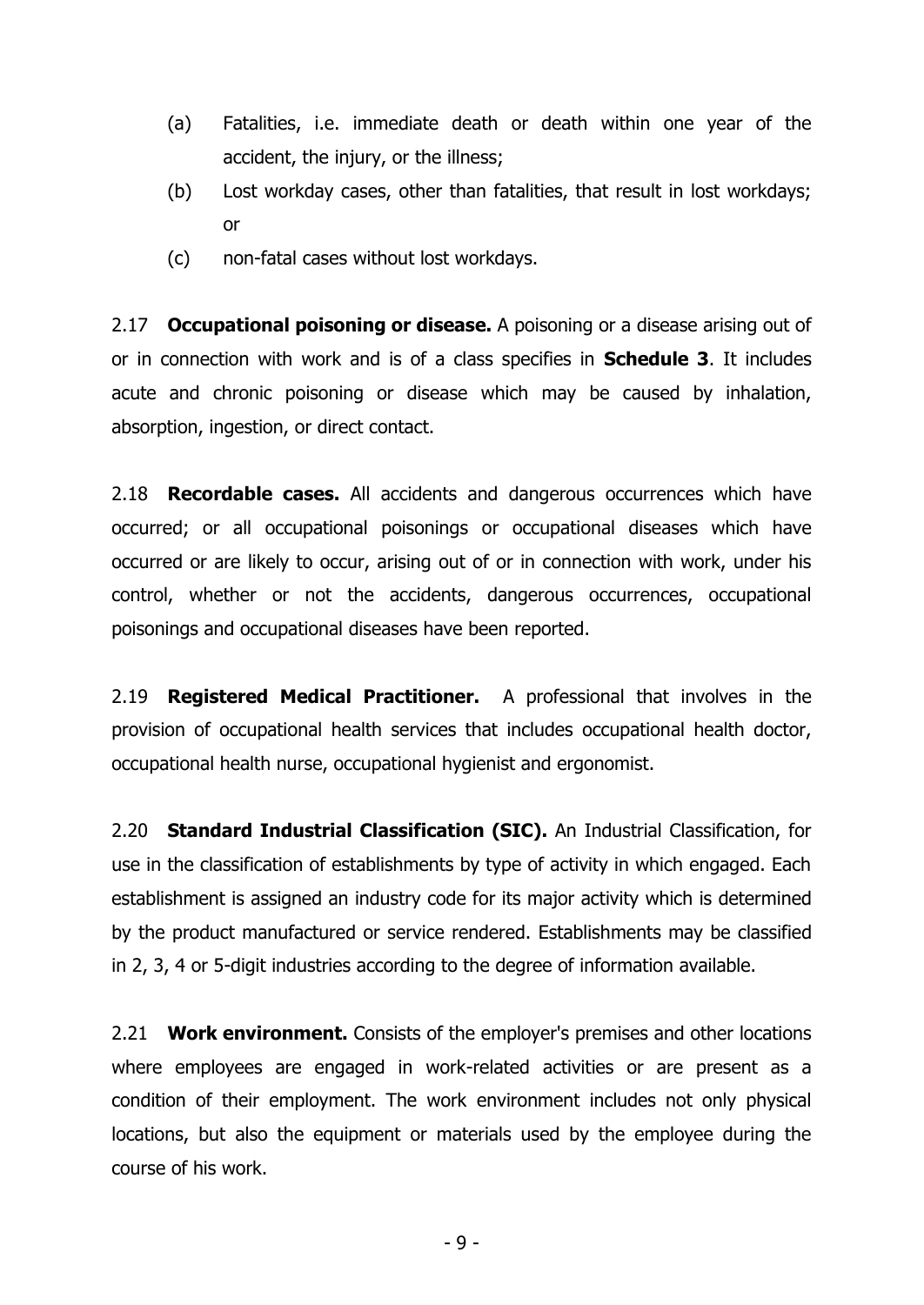(a) Fatalities, i.e. immediate death or death within one year of the accident, the injury, or the illness;

(b) Lost workday cases, other than fatalities, that result in lost workdays; or

(c) non-fatal cases without lost workdays.

2.17 **Occupational poisoning or disease.** A poisoning or a disease arising out of or in connection with work and is of a class specifies in **Schedule 3**. It includes acute and chronic poisoning or disease which may be caused by inhalation, absorption, ingestion, or direct contact.

2.18 **Recordable cases.** All accidents and dangerous occurrences which have occurred; or all occupational poisonings or occupational diseases which have occurred or are likely to occur, arising out of or in connection with work, under his control, whether or not the accidents, dangerous occurrences, occupational poisonings and occupational diseases have been reported.

2.19 **Registered Medical Practitioner.** A professional that involves in the provision of occupational health services that includes occupational health doctor, occupational health nurse, occupational hygienist and ergonomist.

2.20 **Standard Industrial Classification (SIC).** An Industrial Classification, for use in the classification of establishments by type of activity in which engaged. Each establishment is assigned an industry code for its major activity which is determined by the product manufactured or service rendered. Establishments may be classified in 2, 3, 4 or 5-digit industries according to the degree of information available.

2.21 **Work environment.** Consists of the employer's premises and other locations where employees are engaged in work-related activities or are present as a condition of their employment. The work environment includes not only physical locations, but also the equipment or materials used by the employee during the course of his work.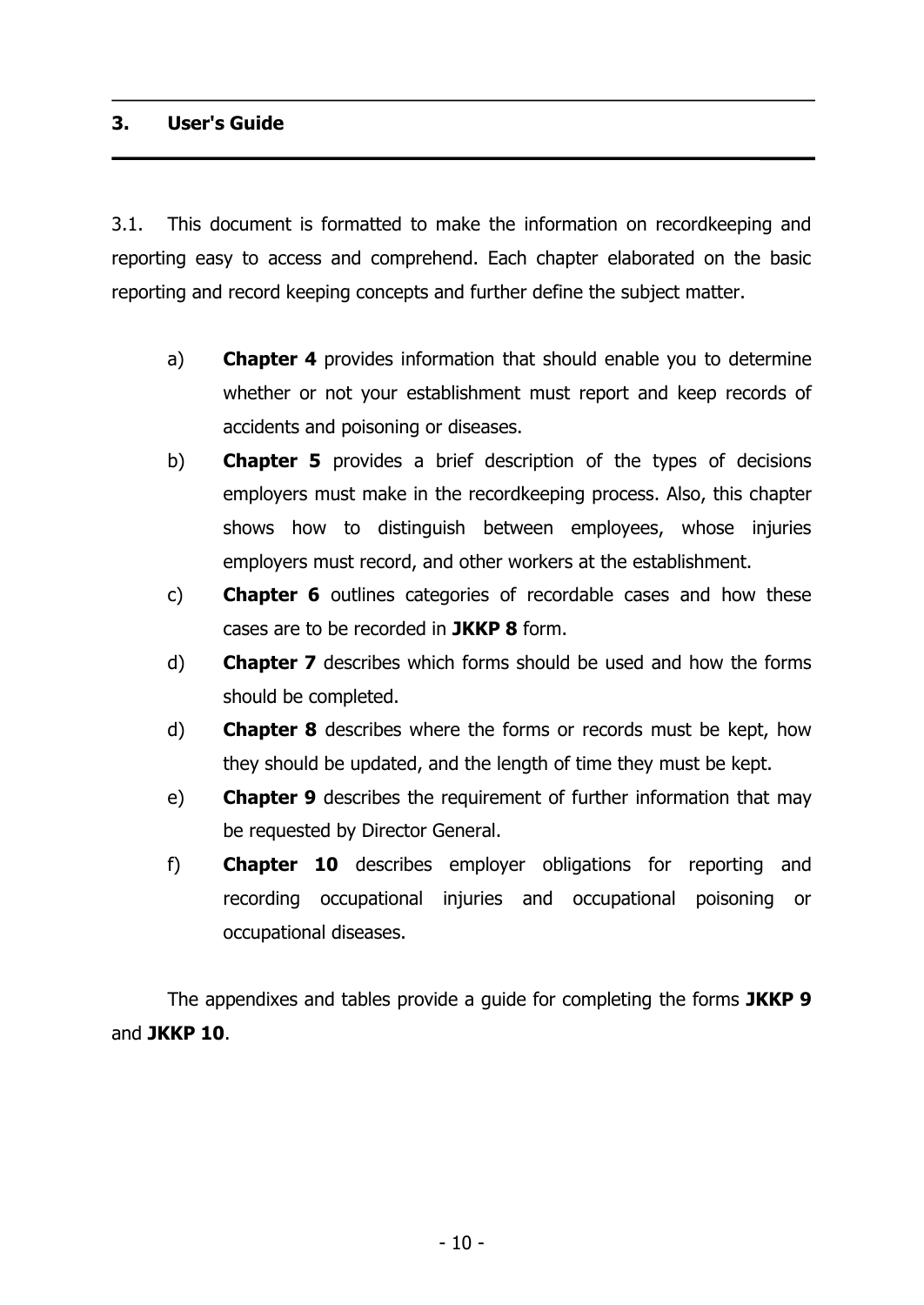## 3. User's Guide

3.1. This document is formatted to make the information on recordkeeping and reporting easy to access and comprehend. Each chapter elaborated on the basic reporting and record keeping concepts and further define the subject matter.

a) **Chapter 4** provides information that should enable you to determine whether or not your establishment must report and keep records of accidents and poisoning or diseases.

b) **Chapter 5** provides a brief description of the types of decisions employers must make in the recordkeeping process. Also, this chapter shows how to distinguish between employees, whose injuries employers must record, and other workers at the establishment.

c) **Chapter 6** outlines categories of recordable cases and how these cases are to be recorded in **JKKP 8** form.

d) **Chapter 7** describes which forms should be used and how the forms should be completed.

d) **Chapter 8** describes where the forms or records must be kept, how they should be updated, and the length of time they must be kept.

e) **Chapter 9** describes the requirement of further information that may be requested by Director General.

f) **Chapter 10** describes employer obligations for reporting and recording occupational injuries and occupational poisoning or occupational diseases.

The appendixes and tables provide a guide for completing the forms **JKKP 9** and **JKKP 10**.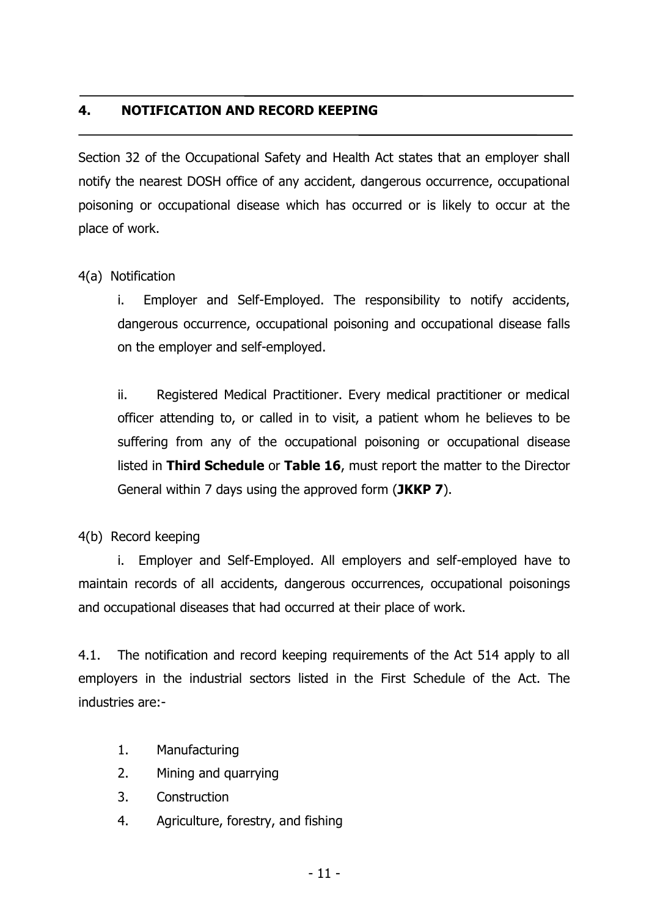## 4. NOTIFICATION AND RECORD KEEPING

Section 32 of the Occupational Safety and Health Act states that an employer shall notify the nearest DOSH office of any accident, dangerous occurrence, occupational poisoning or occupational disease which has occurred or is likely to occur at the place of work.

4(a) Notification

i. Employer and Self-Employed. The responsibility to notify accidents, dangerous occurrence, occupational poisoning and occupational disease falls on the employer and self-employed.

ii. Registered Medical Practitioner. Every medical practitioner or medical officer attending to, or called in to visit, a patient whom he believes to be suffering from any of the occupational poisoning or occupational disease listed in **Third Schedule** or **Table 16**, must report the matter to the Director General within 7 days using the approved form (**JKKP 7**).

4(b) Record keeping

i. Employer and Self-Employed. All employers and self-employed have to maintain records of all accidents, dangerous occurrences, occupational poisonings and occupational diseases that had occurred at their place of work.

4.1. The notification and record keeping requirements of the Act 514 apply to all employers in the industrial sectors listed in the First Schedule of the Act. The industries are:-

1. Manufacturing
2. Mining and quarrying
3. Construction
4. Agriculture, forestry, and fishing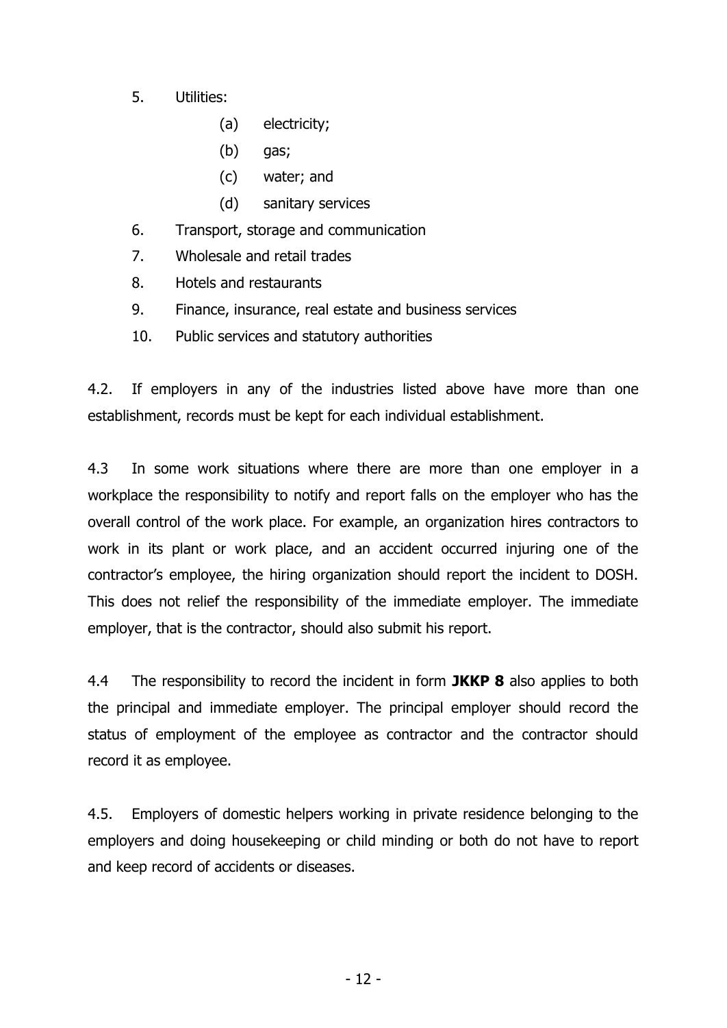5. Utilities:
    - (a) electricity;
    - (b) gas;
    - (c) water; and
    - (d) sanitary services
6. Transport, storage and communication
7. Wholesale and retail trades
8. Hotels and restaurants
9. Finance, insurance, real estate and business services
10. Public services and statutory authorities

4.2. If employers in any of the industries listed above have more than one establishment, records must be kept for each individual establishment.

4.3 In some work situations where there are more than one employer in a workplace the responsibility to notify and report falls on the employer who has the overall control of the work place. For example, an organization hires contractors to work in its plant or work place, and an accident occurred injuring one of the contractor's employee, the hiring organization should report the incident to DOSH. This does not relief the responsibility of the immediate employer. The immediate employer, that is the contractor, should also submit his report.

4.4 The responsibility to record the incident in form **JKKP 8** also applies to both the principal and immediate employer. The principal employer should record the status of employment of the employee as contractor and the contractor should record it as employee.

4.5. Employers of domestic helpers working in private residence belonging to the employers and doing housekeeping or child minding or both do not have to report and keep record of accidents or diseases.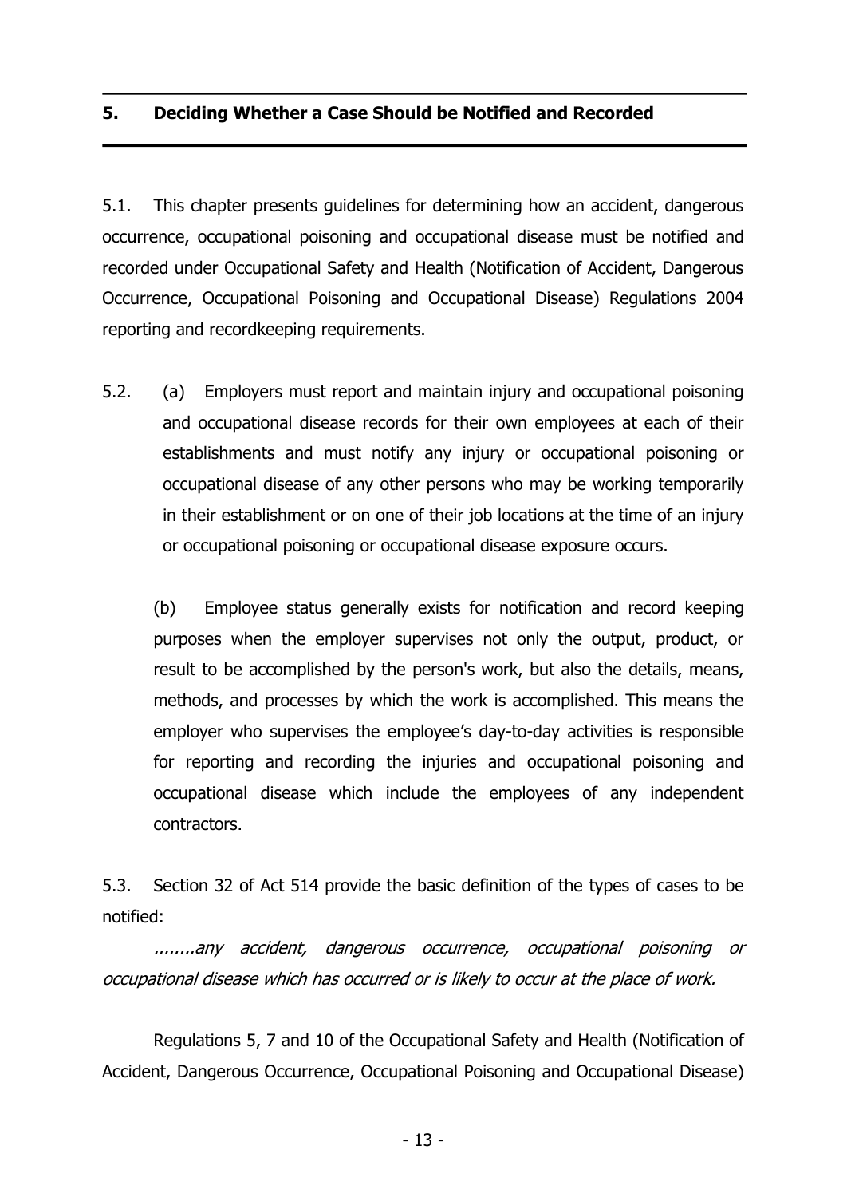## 5. Deciding Whether a Case Should be Notified and Recorded

5.1. This chapter presents guidelines for determining how an accident, dangerous occurrence, occupational poisoning and occupational disease must be notified and recorded under Occupational Safety and Health (Notification of Accident, Dangerous Occurrence, Occupational Poisoning and Occupational Disease) Regulations 2004 reporting and recordkeeping requirements.

5.2. (a) Employers must report and maintain injury and occupational poisoning and occupational disease records for their own employees at each of their establishments and must notify any injury or occupational poisoning or occupational disease of any other persons who may be working temporarily in their establishment or on one of their job locations at the time of an injury or occupational poisoning or occupational disease exposure occurs.

(b) Employee status generally exists for notification and record keeping purposes when the employer supervises not only the output, product, or result to be accomplished by the person's work, but also the details, means, methods, and processes by which the work is accomplished. This means the employer who supervises the employee's day-to-day activities is responsible for reporting and recording the injuries and occupational poisoning and occupational disease which include the employees of any independent contractors.

5.3. Section 32 of Act 514 provide the basic definition of the types of cases to be notified:

*........any accident, dangerous occurrence, occupational poisoning or occupational disease which has occurred or is likely to occur at the place of work.*

Regulations 5, 7 and 10 of the Occupational Safety and Health (Notification of Accident, Dangerous Occurrence, Occupational Poisoning and Occupational Disease)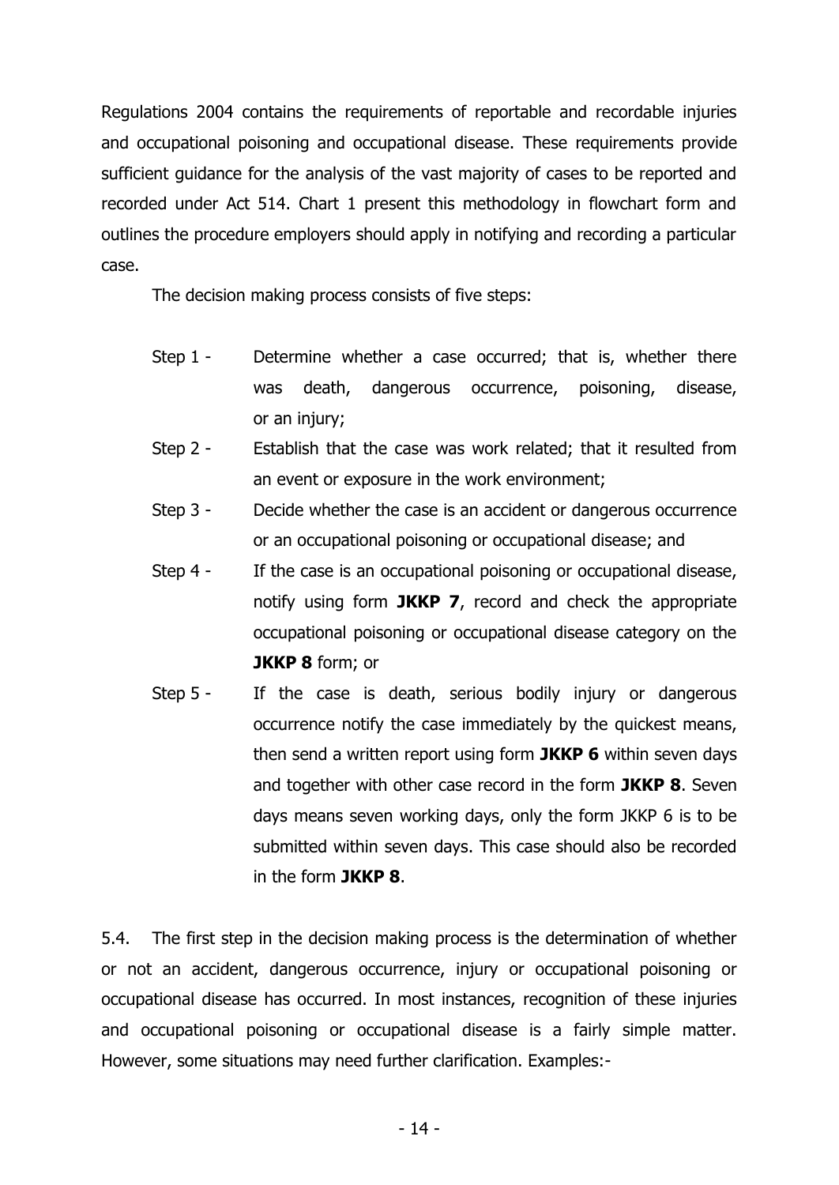Regulations 2004 contains the requirements of reportable and recordable injuries and occupational poisoning and occupational disease. These requirements provide sufficient guidance for the analysis of the vast majority of cases to be reported and recorded under Act 514. Chart 1 present this methodology in flowchart form and outlines the procedure employers should apply in notifying and recording a particular case.

The decision making process consists of five steps:

- Step 1 - Determine whether a case occurred; that is, whether there was death, dangerous occurrence, poisoning, disease, or an injury;
- Step 2 - Establish that the case was work related; that it resulted from an event or exposure in the work environment;
- Step 3 - Decide whether the case is an accident or dangerous occurrence or an occupational poisoning or occupational disease; and
- Step 4 - If the case is an occupational poisoning or occupational disease, notify using form **JKKP 7**, record and check the appropriate occupational poisoning or occupational disease category on the **JKKP 8** form; or
- Step 5 - If the case is death, serious bodily injury or dangerous occurrence notify the case immediately by the quickest means, then send a written report using form **JKKP 6** within seven days and together with other case record in the form **JKKP 8**. Seven days means seven working days, only the form JKKP 6 is to be submitted within seven days. This case should also be recorded in the form **JKKP 8**.

5.4. The first step in the decision making process is the determination of whether or not an accident, dangerous occurrence, injury or occupational poisoning or occupational disease has occurred. In most instances, recognition of these injuries and occupational poisoning or occupational disease is a fairly simple matter. However, some situations may need further clarification. Examples:-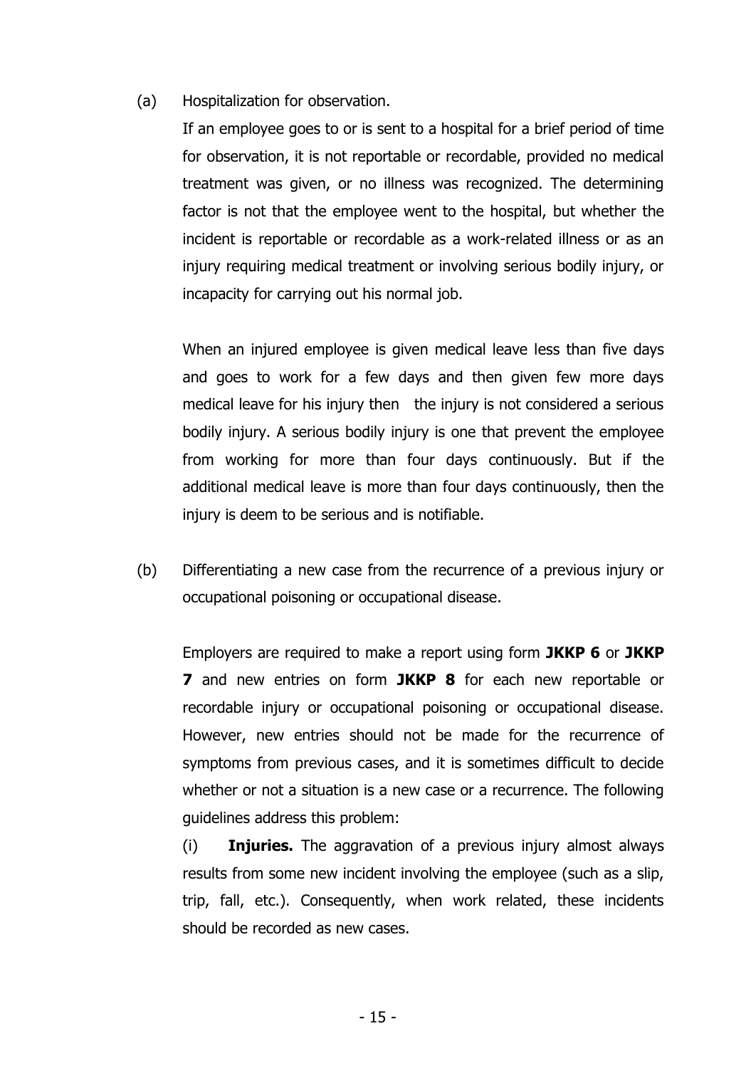(a) Hospitalization for observation.

If an employee goes to or is sent to a hospital for a brief period of time for observation, it is not reportable or recordable, provided no medical treatment was given, or no illness was recognized. The determining factor is not that the employee went to the hospital, but whether the incident is reportable or recordable as a work-related illness or as an injury requiring medical treatment or involving serious bodily injury, or incapacity for carrying out his normal job.

When an injured employee is given medical leave less than five days and goes to work for a few days and then given few more days medical leave for his injury then the injury is not considered a serious bodily injury. A serious bodily injury is one that prevent the employee from working for more than four days continuously. But if the additional medical leave is more than four days continuously, then the injury is deem to be serious and is notifiable.

(b) Differentiating a new case from the recurrence of a previous injury or occupational poisoning or occupational disease.

Employers are required to make a report using form **JKKP 6** or **JKKP 7** and new entries on form **JKKP 8** for each new reportable or recordable injury or occupational poisoning or occupational disease. However, new entries should not be made for the recurrence of symptoms from previous cases, and it is sometimes difficult to decide whether or not a situation is a new case or a recurrence. The following guidelines address this problem:

(i) **Injuries.** The aggravation of a previous injury almost always results from some new incident involving the employee (such as a slip, trip, fall, etc.). Consequently, when work related, these incidents should be recorded as new cases.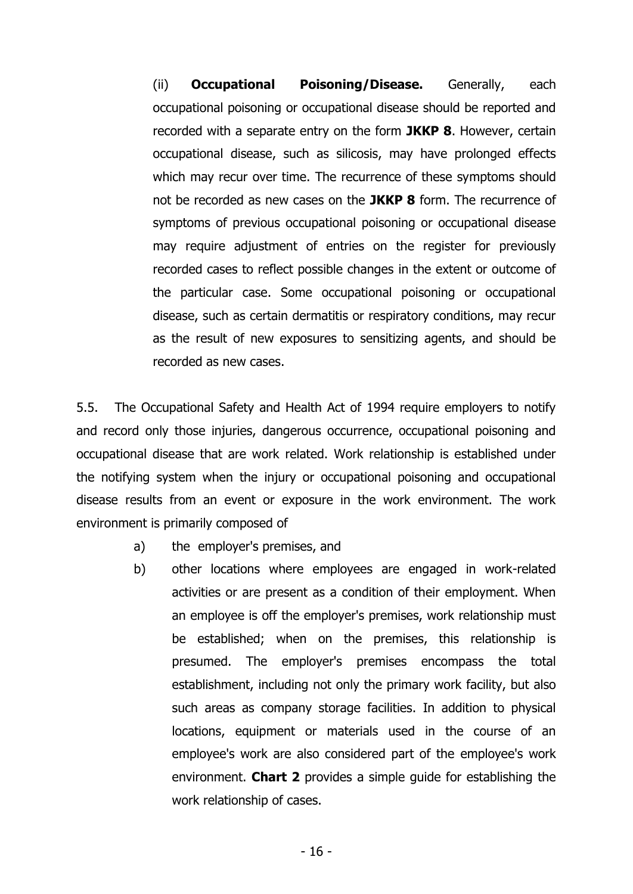(ii) **Occupational Poisoning/Disease.** Generally, each occupational poisoning or occupational disease should be reported and recorded with a separate entry on the form **JKKP 8**. However, certain occupational disease, such as silicosis, may have prolonged effects which may recur over time. The recurrence of these symptoms should not be recorded as new cases on the **JKKP 8** form. The recurrence of symptoms of previous occupational poisoning or occupational disease may require adjustment of entries on the register for previously recorded cases to reflect possible changes in the extent or outcome of the particular case. Some occupational poisoning or occupational disease, such as certain dermatitis or respiratory conditions, may recur as the result of new exposures to sensitizing agents, and should be recorded as new cases.

5.5. The Occupational Safety and Health Act of 1994 require employers to notify and record only those injuries, dangerous occurrence, occupational poisoning and occupational disease that are work related. Work relationship is established under the notifying system when the injury or occupational poisoning and occupational disease results from an event or exposure in the work environment. The work environment is primarily composed of

a) the employer's premises, and

b) other locations where employees are engaged in work-related activities or are present as a condition of their employment. When an employee is off the employer's premises, work relationship must be established; when on the premises, this relationship is presumed. The employer's premises encompass the total establishment, including not only the primary work facility, but also such areas as company storage facilities. In addition to physical locations, equipment or materials used in the course of an employee's work are also considered part of the employee's work environment. **Chart 2** provides a simple guide for establishing the work relationship of cases.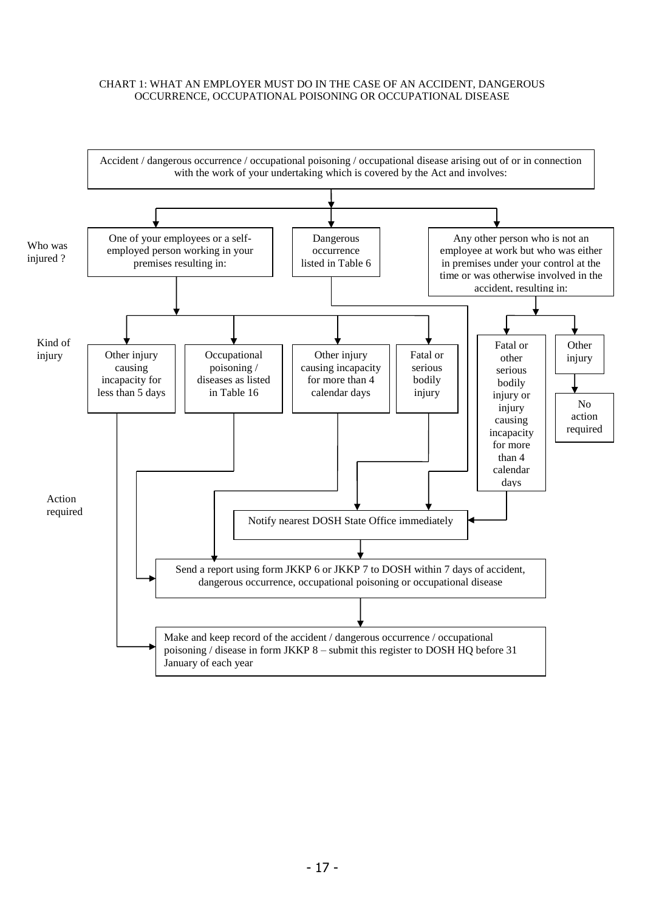CHART 1: WHAT AN EMPLOYER MUST DO IN THE CASE OF AN ACCIDENT, DANGEROUS OCCURRENCE, OCCUPATIONAL POISONING OR OCCUPATIONAL DISEASE

Accident / dangerous occurrence / occupational poisoning / occupational disease arising out of or in connection with the work of your undertaking which is covered by the Act and involves:

**Who was injured ?**

- One of your employees or a self-employed person working in your premises resulting in:
- Dangerous occurrence listed in Table 6
- Any other person who is not an employee at work but who was either in premises under your control at the time or was otherwise involved in the accident, resulting in:

**Kind of injury**

- Other injury causing incapacity for less than 5 days
- Occupational poisoning / diseases as listed in Table 16
- Other injury causing incapacity for more than 4 calendar days
- Fatal or serious bodily injury
- Fatal or other serious bodily injury or injury causing incapacity for more than 4 calendar days
- Other injury → No action required

**Action required**

- Notify nearest DOSH State Office immediately
- Send a report using form JKKP 6 or JKKP 7 to DOSH within 7 days of accident, dangerous occurrence, occupational poisoning or occupational disease
- Make and keep record of the accident / dangerous occurrence / occupational poisoning / disease in form JKKP 8 – submit this register to DOSH HQ before 31 January of each year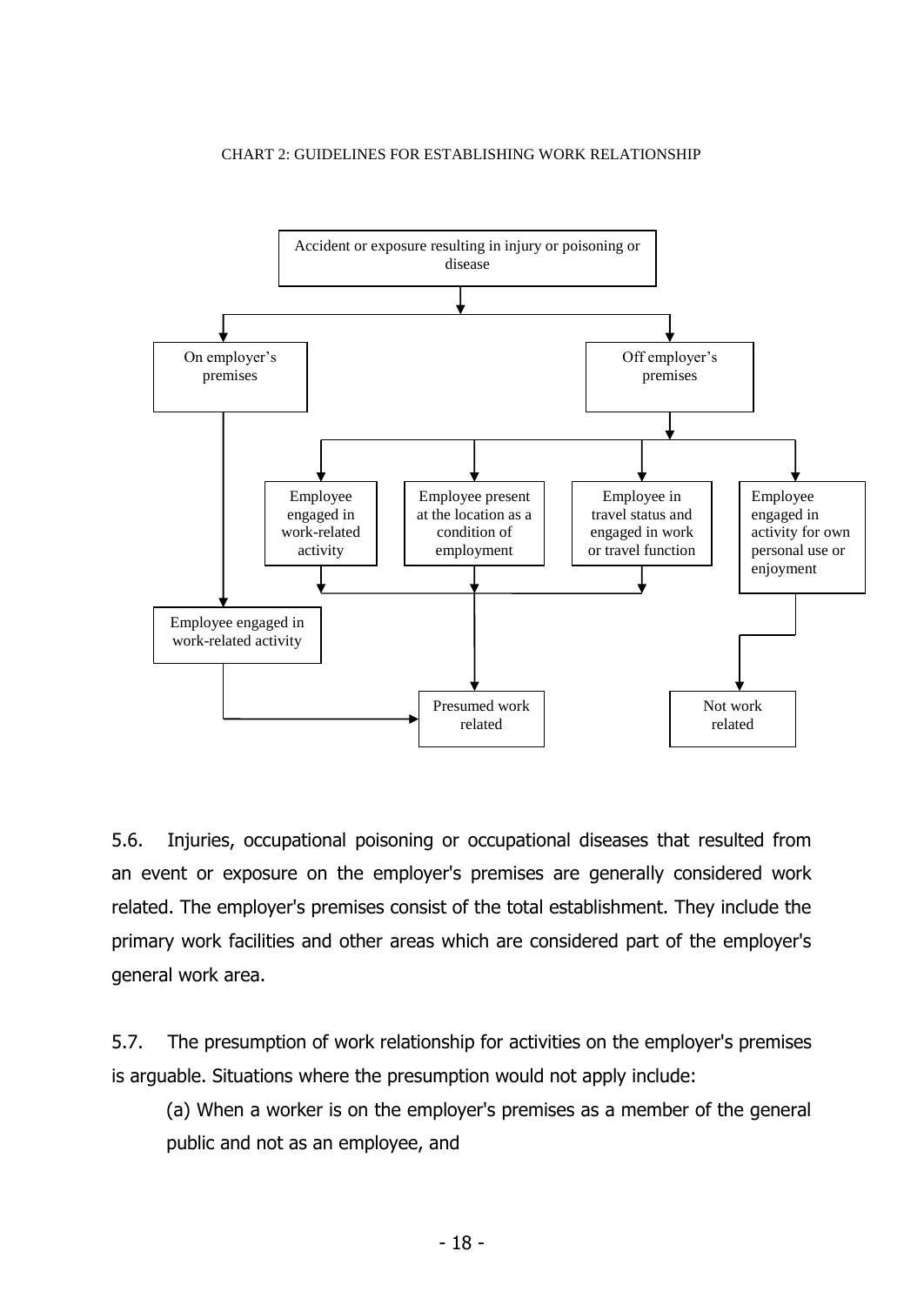CHART 2: GUIDELINES FOR ESTABLISHING WORK RELATIONSHIP

Accident or exposure resulting in injury or poisoning or disease

On employer's premises

Off employer's premises

Employee engaged in work-related activity

Employee present at the location as a condition of employment

Employee in travel status and engaged in work or travel function

Employee engaged in activity for own personal use or enjoyment

Employee engaged in work-related activity

Presumed work related

Not work related

5.6. Injuries, occupational poisoning or occupational diseases that resulted from an event or exposure on the employer's premises are generally considered work related. The employer's premises consist of the total establishment. They include the primary work facilities and other areas which are considered part of the employer's general work area.

5.7. The presumption of work relationship for activities on the employer's premises is arguable. Situations where the presumption would not apply include:

(a) When a worker is on the employer's premises as a member of the general public and not as an employee, and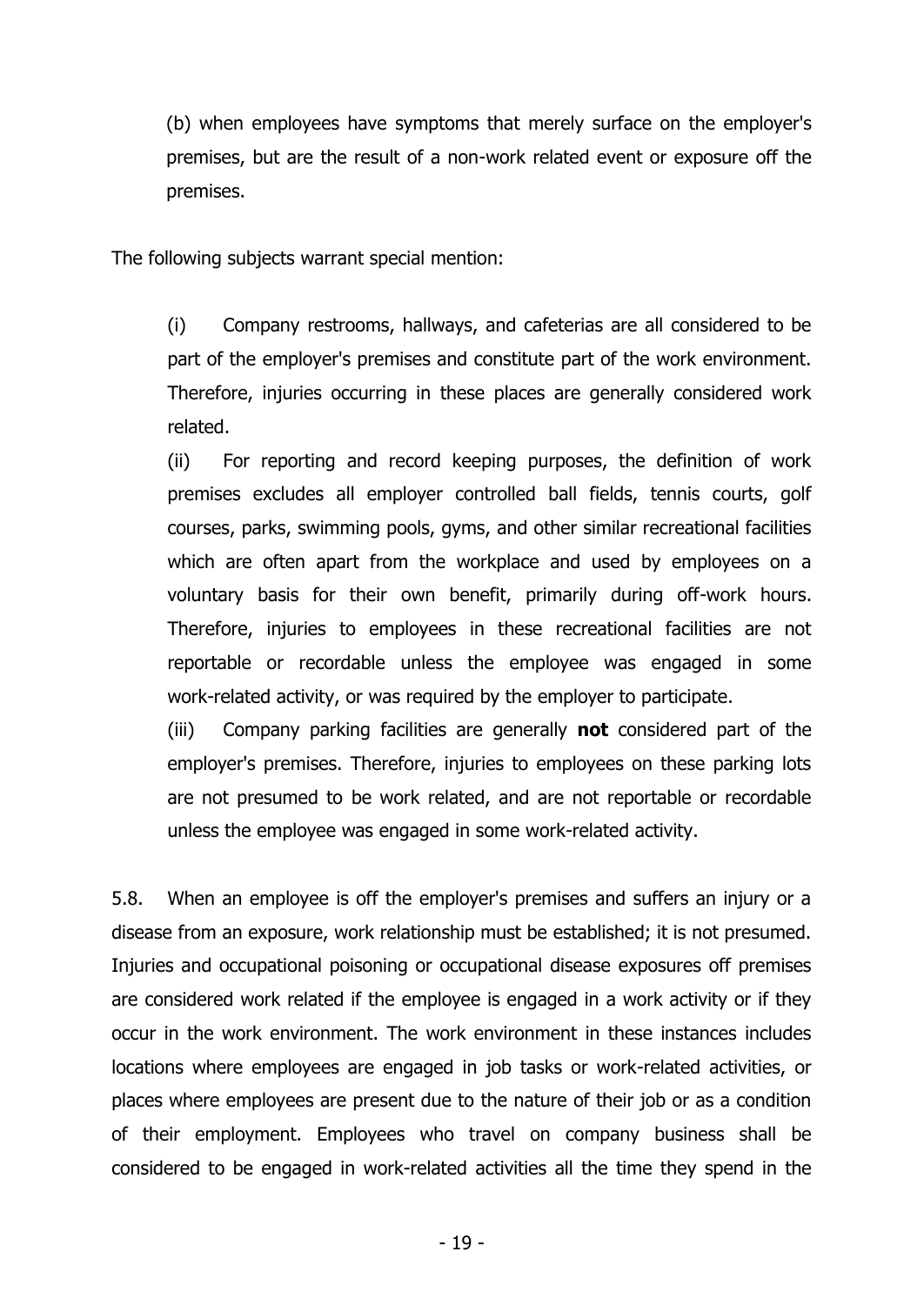(b) when employees have symptoms that merely surface on the employer's premises, but are the result of a non-work related event or exposure off the premises.

The following subjects warrant special mention:

(i) Company restrooms, hallways, and cafeterias are all considered to be part of the employer's premises and constitute part of the work environment. Therefore, injuries occurring in these places are generally considered work related.

(ii) For reporting and record keeping purposes, the definition of work premises excludes all employer controlled ball fields, tennis courts, golf courses, parks, swimming pools, gyms, and other similar recreational facilities which are often apart from the workplace and used by employees on a voluntary basis for their own benefit, primarily during off-work hours. Therefore, injuries to employees in these recreational facilities are not reportable or recordable unless the employee was engaged in some work-related activity, or was required by the employer to participate.

(iii) Company parking facilities are generally **not** considered part of the employer's premises. Therefore, injuries to employees on these parking lots are not presumed to be work related, and are not reportable or recordable unless the employee was engaged in some work-related activity.

5.8. When an employee is off the employer's premises and suffers an injury or a disease from an exposure, work relationship must be established; it is not presumed. Injuries and occupational poisoning or occupational disease exposures off premises are considered work related if the employee is engaged in a work activity or if they occur in the work environment. The work environment in these instances includes locations where employees are engaged in job tasks or work-related activities, or places where employees are present due to the nature of their job or as a condition of their employment. Employees who travel on company business shall be considered to be engaged in work-related activities all the time they spend in the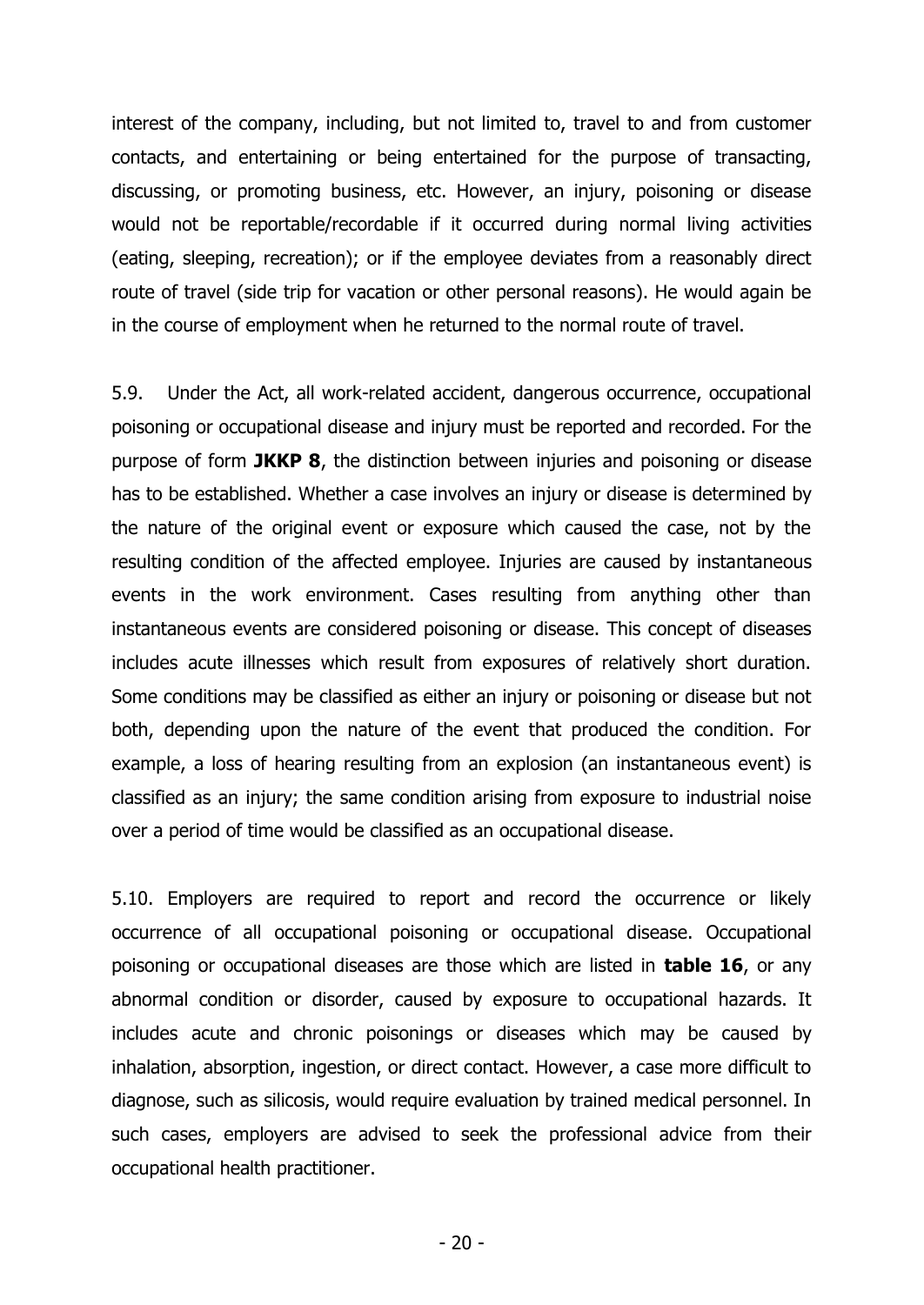interest of the company, including, but not limited to, travel to and from customer contacts, and entertaining or being entertained for the purpose of transacting, discussing, or promoting business, etc. However, an injury, poisoning or disease would not be reportable/recordable if it occurred during normal living activities (eating, sleeping, recreation); or if the employee deviates from a reasonably direct route of travel (side trip for vacation or other personal reasons). He would again be in the course of employment when he returned to the normal route of travel.

5.9. Under the Act, all work-related accident, dangerous occurrence, occupational poisoning or occupational disease and injury must be reported and recorded. For the purpose of form **JKKP 8**, the distinction between injuries and poisoning or disease has to be established. Whether a case involves an injury or disease is determined by the nature of the original event or exposure which caused the case, not by the resulting condition of the affected employee. Injuries are caused by instantaneous events in the work environment. Cases resulting from anything other than instantaneous events are considered poisoning or disease. This concept of diseases includes acute illnesses which result from exposures of relatively short duration. Some conditions may be classified as either an injury or poisoning or disease but not both, depending upon the nature of the event that produced the condition. For example, a loss of hearing resulting from an explosion (an instantaneous event) is classified as an injury; the same condition arising from exposure to industrial noise over a period of time would be classified as an occupational disease.

5.10. Employers are required to report and record the occurrence or likely occurrence of all occupational poisoning or occupational disease. Occupational poisoning or occupational diseases are those which are listed in **table 16**, or any abnormal condition or disorder, caused by exposure to occupational hazards. It includes acute and chronic poisonings or diseases which may be caused by inhalation, absorption, ingestion, or direct contact. However, a case more difficult to diagnose, such as silicosis, would require evaluation by trained medical personnel. In such cases, employers are advised to seek the professional advice from their occupational health practitioner.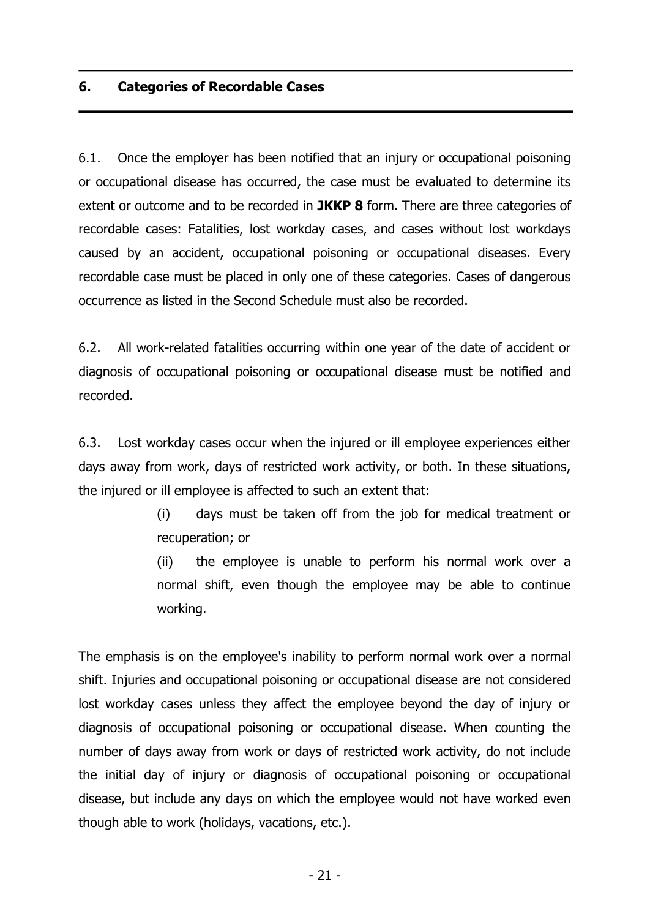## 6. Categories of Recordable Cases

6.1. Once the employer has been notified that an injury or occupational poisoning or occupational disease has occurred, the case must be evaluated to determine its extent or outcome and to be recorded in **JKKP 8** form. There are three categories of recordable cases: Fatalities, lost workday cases, and cases without lost workdays caused by an accident, occupational poisoning or occupational diseases. Every recordable case must be placed in only one of these categories. Cases of dangerous occurrence as listed in the Second Schedule must also be recorded.

6.2. All work-related fatalities occurring within one year of the date of accident or diagnosis of occupational poisoning or occupational disease must be notified and recorded.

6.3. Lost workday cases occur when the injured or ill employee experiences either days away from work, days of restricted work activity, or both. In these situations, the injured or ill employee is affected to such an extent that:

(i) days must be taken off from the job for medical treatment or recuperation; or

(ii) the employee is unable to perform his normal work over a normal shift, even though the employee may be able to continue working.

The emphasis is on the employee's inability to perform normal work over a normal shift. Injuries and occupational poisoning or occupational disease are not considered lost workday cases unless they affect the employee beyond the day of injury or diagnosis of occupational poisoning or occupational disease. When counting the number of days away from work or days of restricted work activity, do not include the initial day of injury or diagnosis of occupational poisoning or occupational disease, but include any days on which the employee would not have worked even though able to work (holidays, vacations, etc.).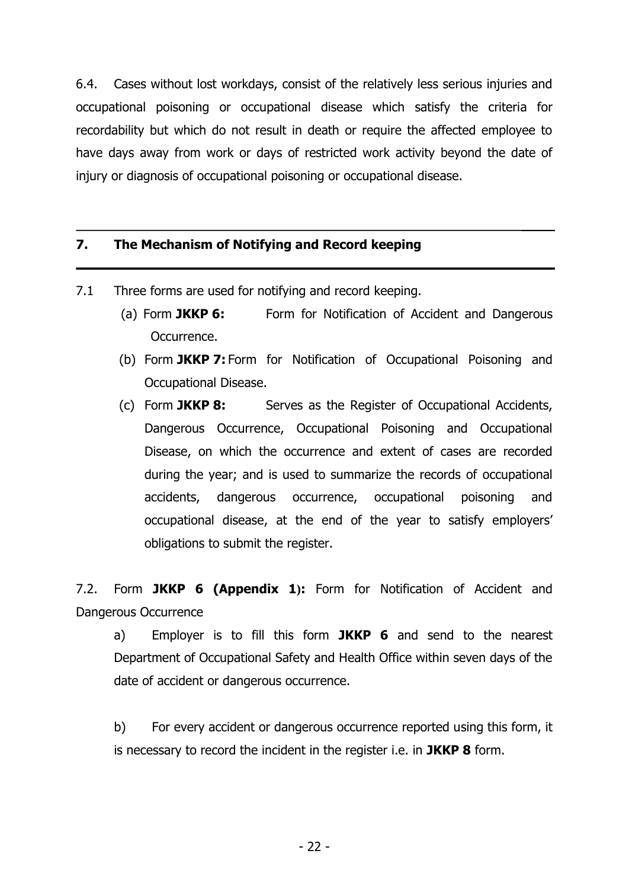6.4. Cases without lost workdays, consist of the relatively less serious injuries and occupational poisoning or occupational disease which satisfy the criteria for recordability but which do not result in death or require the affected employee to have days away from work or days of restricted work activity beyond the date of injury or diagnosis of occupational poisoning or occupational disease.

## 7. The Mechanism of Notifying and Record keeping

7.1 Three forms are used for notifying and record keeping.

(a) Form **JKKP 6:** Form for Notification of Accident and Dangerous Occurrence.

(b) Form **JKKP 7:** Form for Notification of Occupational Poisoning and Occupational Disease.

(c) Form **JKKP 8:** Serves as the Register of Occupational Accidents, Dangerous Occurrence, Occupational Poisoning and Occupational Disease, on which the occurrence and extent of cases are recorded during the year; and is used to summarize the records of occupational accidents, dangerous occurrence, occupational poisoning and occupational disease, at the end of the year to satisfy employers' obligations to submit the register.

7.2. Form **JKKP 6 (Appendix 1):** Form for Notification of Accident and Dangerous Occurrence

a) Employer is to fill this form **JKKP 6** and send to the nearest Department of Occupational Safety and Health Office within seven days of the date of accident or dangerous occurrence.

b) For every accident or dangerous occurrence reported using this form, it is necessary to record the incident in the register i.e. in **JKKP 8** form.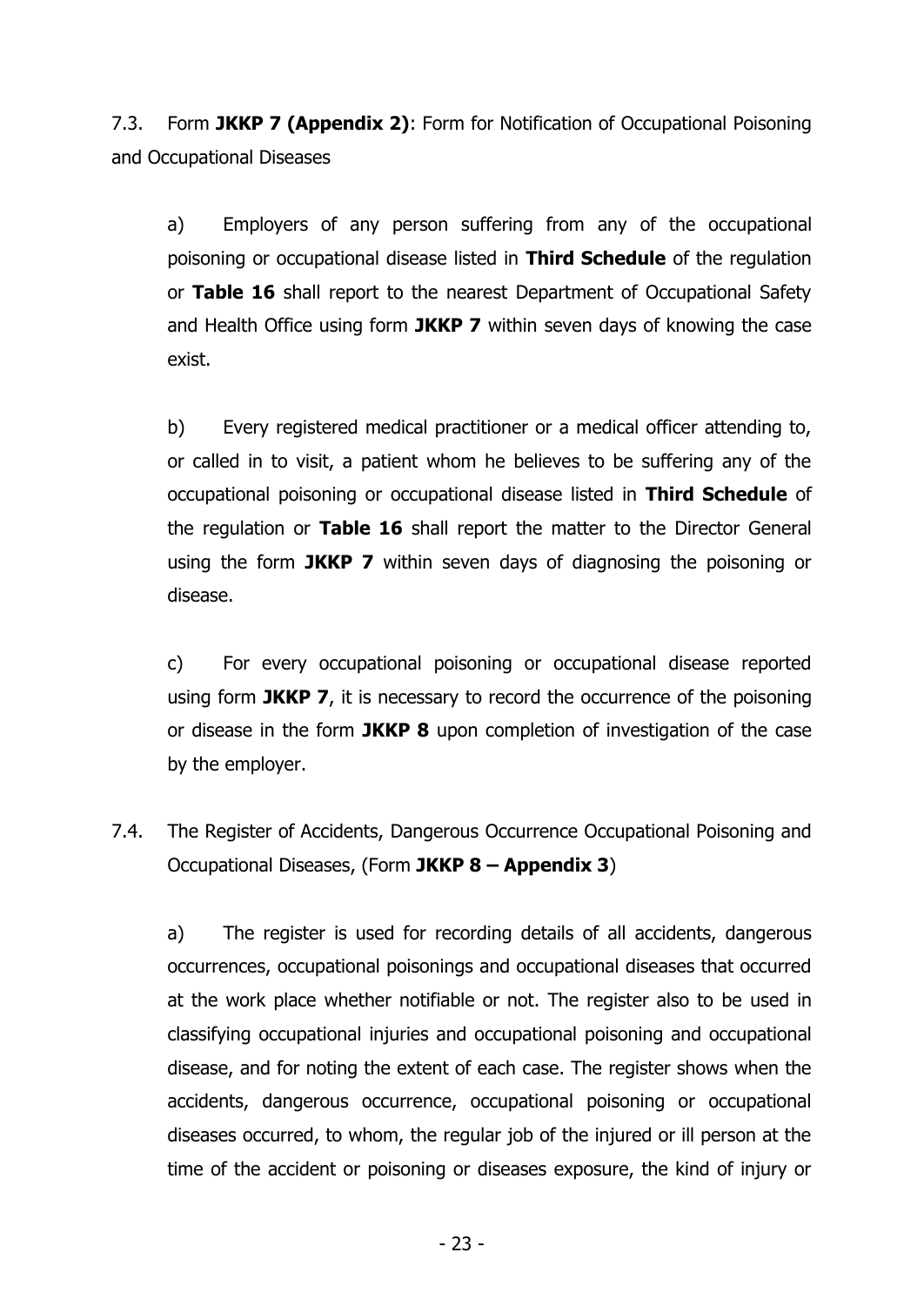7.3. Form **JKKP 7 (Appendix 2)**: Form for Notification of Occupational Poisoning and Occupational Diseases

a) Employers of any person suffering from any of the occupational poisoning or occupational disease listed in **Third Schedule** of the regulation or **Table 16** shall report to the nearest Department of Occupational Safety and Health Office using form **JKKP 7** within seven days of knowing the case exist.

b) Every registered medical practitioner or a medical officer attending to, or called in to visit, a patient whom he believes to be suffering any of the occupational poisoning or occupational disease listed in **Third Schedule** of the regulation or **Table 16** shall report the matter to the Director General using the form **JKKP 7** within seven days of diagnosing the poisoning or disease.

c) For every occupational poisoning or occupational disease reported using form **JKKP 7**, it is necessary to record the occurrence of the poisoning or disease in the form **JKKP 8** upon completion of investigation of the case by the employer.

7.4. The Register of Accidents, Dangerous Occurrence Occupational Poisoning and Occupational Diseases, (Form **JKKP 8 – Appendix 3**)

a) The register is used for recording details of all accidents, dangerous occurrences, occupational poisonings and occupational diseases that occurred at the work place whether notifiable or not. The register also to be used in classifying occupational injuries and occupational poisoning and occupational disease, and for noting the extent of each case. The register shows when the accidents, dangerous occurrence, occupational poisoning or occupational diseases occurred, to whom, the regular job of the injured or ill person at the time of the accident or poisoning or diseases exposure, the kind of injury or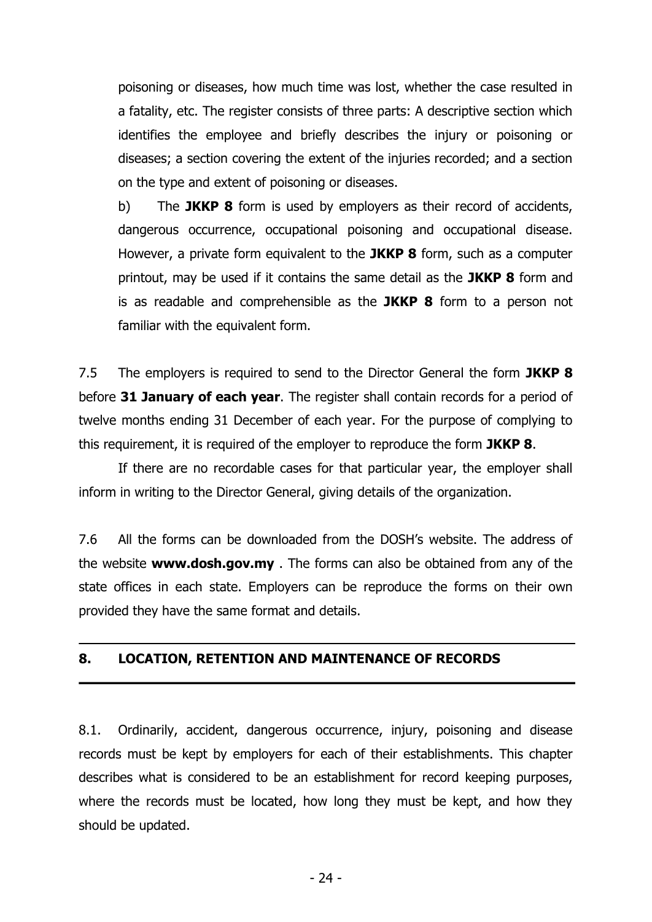poisoning or diseases, how much time was lost, whether the case resulted in a fatality, etc. The register consists of three parts: A descriptive section which identifies the employee and briefly describes the injury or poisoning or diseases; a section covering the extent of the injuries recorded; and a section on the type and extent of poisoning or diseases.

b) The **JKKP 8** form is used by employers as their record of accidents, dangerous occurrence, occupational poisoning and occupational disease. However, a private form equivalent to the **JKKP 8** form, such as a computer printout, may be used if it contains the same detail as the **JKKP 8** form and is as readable and comprehensible as the **JKKP 8** form to a person not familiar with the equivalent form.

7.5 The employers is required to send to the Director General the form **JKKP 8** before **31 January of each year**. The register shall contain records for a period of twelve months ending 31 December of each year. For the purpose of complying to this requirement, it is required of the employer to reproduce the form **JKKP 8**.

If there are no recordable cases for that particular year, the employer shall inform in writing to the Director General, giving details of the organization.

7.6 All the forms can be downloaded from the DOSH's website. The address of the website **www.dosh.gov.my** . The forms can also be obtained from any of the state offices in each state. Employers can be reproduce the forms on their own provided they have the same format and details.

## 8. LOCATION, RETENTION AND MAINTENANCE OF RECORDS

8.1. Ordinarily, accident, dangerous occurrence, injury, poisoning and disease records must be kept by employers for each of their establishments. This chapter describes what is considered to be an establishment for record keeping purposes, where the records must be located, how long they must be kept, and how they should be updated.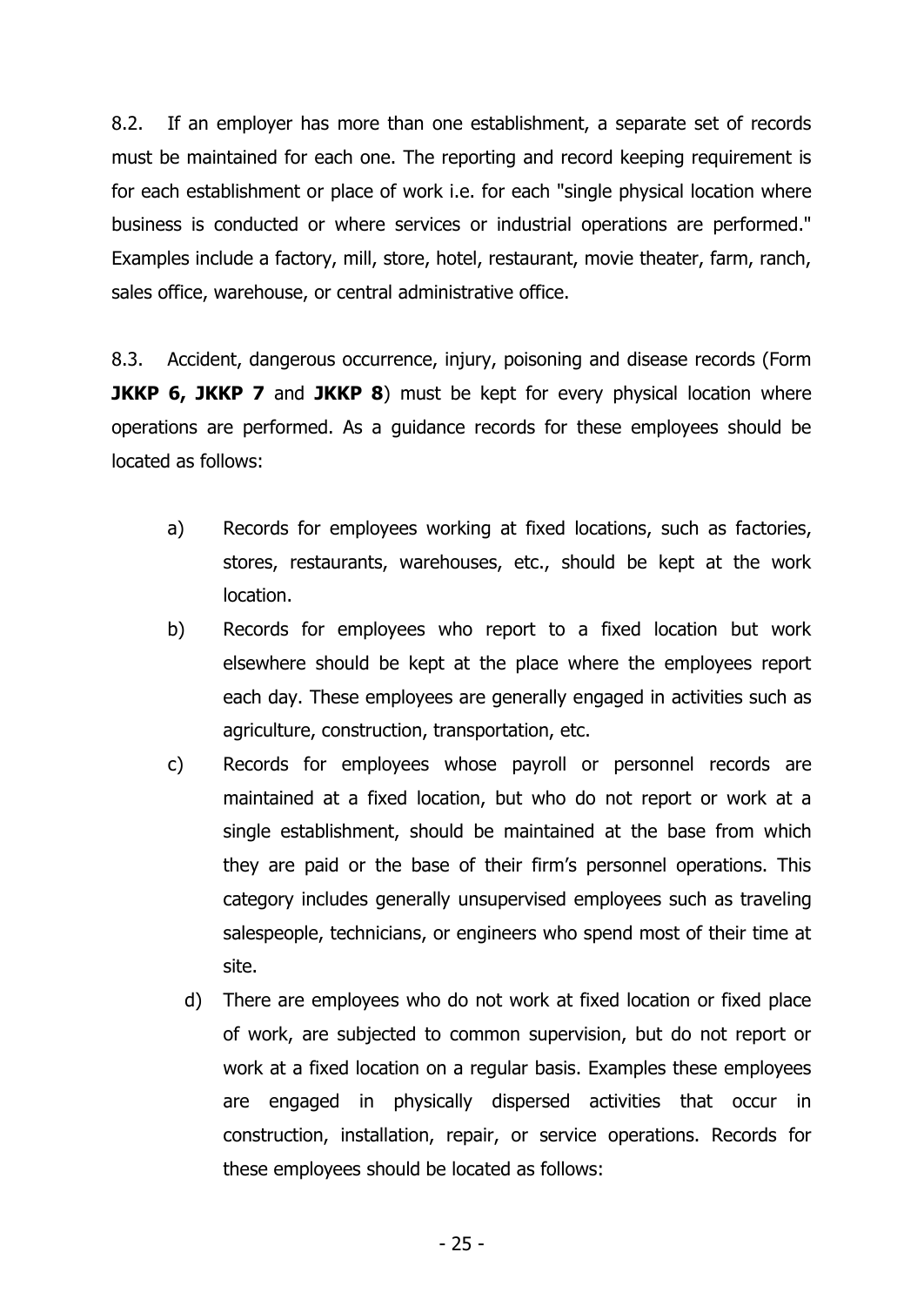8.2. If an employer has more than one establishment, a separate set of records must be maintained for each one. The reporting and record keeping requirement is for each establishment or place of work i.e. for each "single physical location where business is conducted or where services or industrial operations are performed." Examples include a factory, mill, store, hotel, restaurant, movie theater, farm, ranch, sales office, warehouse, or central administrative office.

8.3. Accident, dangerous occurrence, injury, poisoning and disease records (Form **JKKP 6, JKKP 7** and **JKKP 8**) must be kept for every physical location where operations are performed. As a guidance records for these employees should be located as follows:

a) Records for employees working at fixed locations, such as factories, stores, restaurants, warehouses, etc., should be kept at the work location.

b) Records for employees who report to a fixed location but work elsewhere should be kept at the place where the employees report each day. These employees are generally engaged in activities such as agriculture, construction, transportation, etc.

c) Records for employees whose payroll or personnel records are maintained at a fixed location, but who do not report or work at a single establishment, should be maintained at the base from which they are paid or the base of their firm's personnel operations. This category includes generally unsupervised employees such as traveling salespeople, technicians, or engineers who spend most of their time at site.

d) There are employees who do not work at fixed location or fixed place of work, are subjected to common supervision, but do not report or work at a fixed location on a regular basis. Examples these employees are engaged in physically dispersed activities that occur in construction, installation, repair, or service operations. Records for these employees should be located as follows: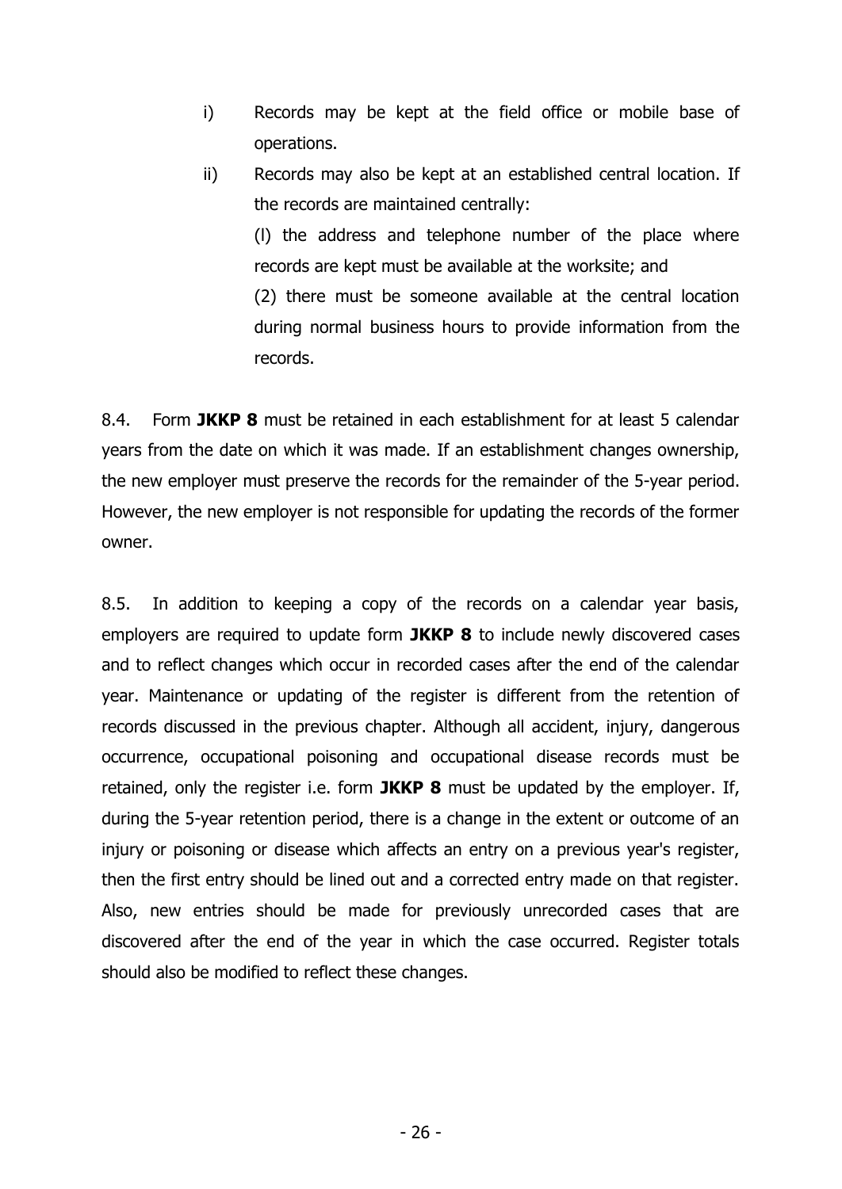i) Records may be kept at the field office or mobile base of operations.

ii) Records may also be kept at an established central location. If the records are maintained centrally:

(l) the address and telephone number of the place where records are kept must be available at the worksite; and

(2) there must be someone available at the central location during normal business hours to provide information from the records.

8.4. Form **JKKP 8** must be retained in each establishment for at least 5 calendar years from the date on which it was made. If an establishment changes ownership, the new employer must preserve the records for the remainder of the 5-year period. However, the new employer is not responsible for updating the records of the former owner.

8.5. In addition to keeping a copy of the records on a calendar year basis, employers are required to update form **JKKP 8** to include newly discovered cases and to reflect changes which occur in recorded cases after the end of the calendar year. Maintenance or updating of the register is different from the retention of records discussed in the previous chapter. Although all accident, injury, dangerous occurrence, occupational poisoning and occupational disease records must be retained, only the register i.e. form **JKKP 8** must be updated by the employer. If, during the 5-year retention period, there is a change in the extent or outcome of an injury or poisoning or disease which affects an entry on a previous year's register, then the first entry should be lined out and a corrected entry made on that register. Also, new entries should be made for previously unrecorded cases that are discovered after the end of the year in which the case occurred. Register totals should also be modified to reflect these changes.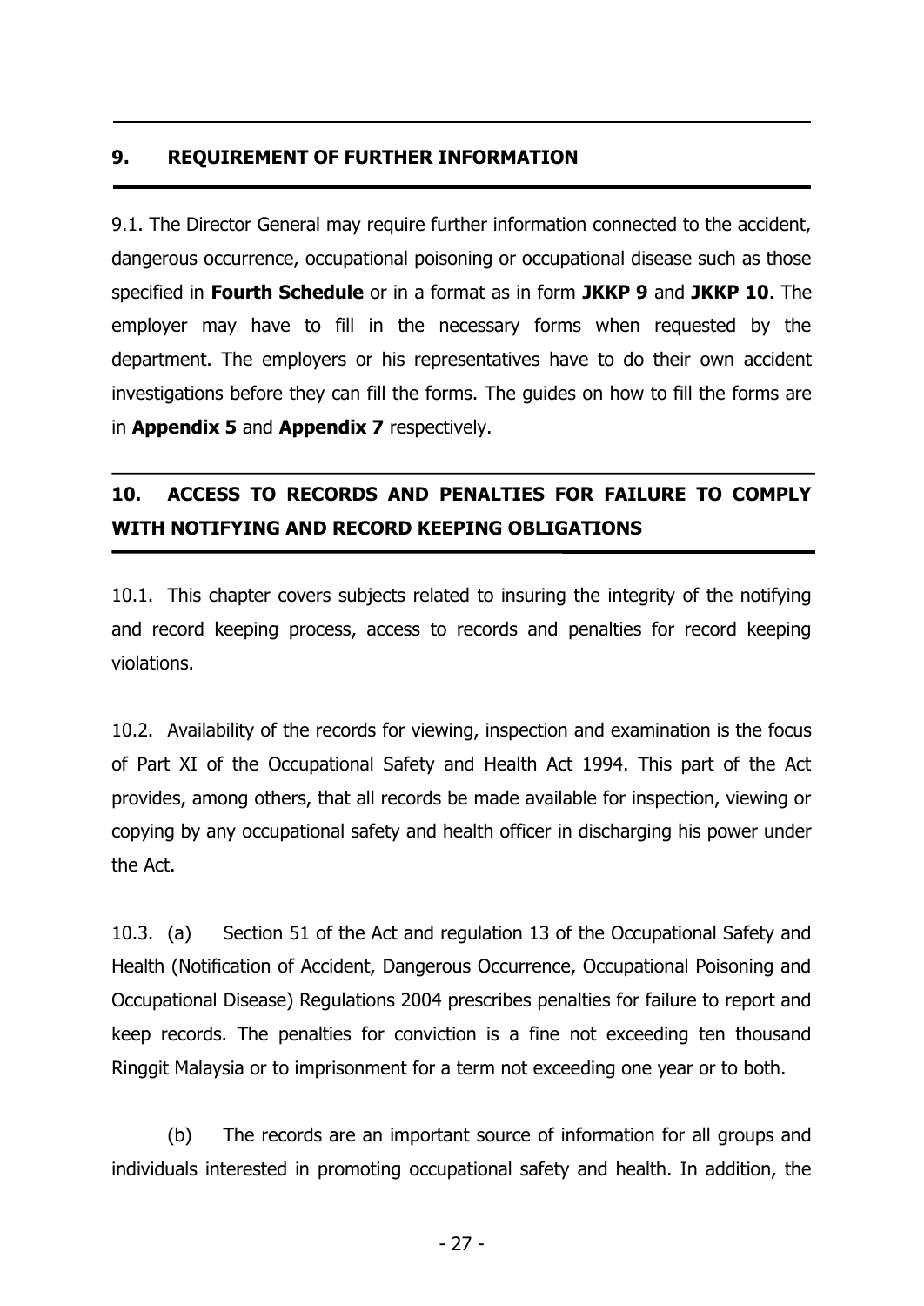## 9. REQUIREMENT OF FURTHER INFORMATION

9.1. The Director General may require further information connected to the accident, dangerous occurrence, occupational poisoning or occupational disease such as those specified in **Fourth Schedule** or in a format as in form **JKKP 9** and **JKKP 10**. The employer may have to fill in the necessary forms when requested by the department. The employers or his representatives have to do their own accident investigations before they can fill the forms. The guides on how to fill the forms are in **Appendix 5** and **Appendix 7** respectively.

## 10. ACCESS TO RECORDS AND PENALTIES FOR FAILURE TO COMPLY WITH NOTIFYING AND RECORD KEEPING OBLIGATIONS

10.1. This chapter covers subjects related to insuring the integrity of the notifying and record keeping process, access to records and penalties for record keeping violations.

10.2. Availability of the records for viewing, inspection and examination is the focus of Part XI of the Occupational Safety and Health Act 1994. This part of the Act provides, among others, that all records be made available for inspection, viewing or copying by any occupational safety and health officer in discharging his power under the Act.

10.3. (a) Section 51 of the Act and regulation 13 of the Occupational Safety and Health (Notification of Accident, Dangerous Occurrence, Occupational Poisoning and Occupational Disease) Regulations 2004 prescribes penalties for failure to report and keep records. The penalties for conviction is a fine not exceeding ten thousand Ringgit Malaysia or to imprisonment for a term not exceeding one year or to both.

(b) The records are an important source of information for all groups and individuals interested in promoting occupational safety and health. In addition, the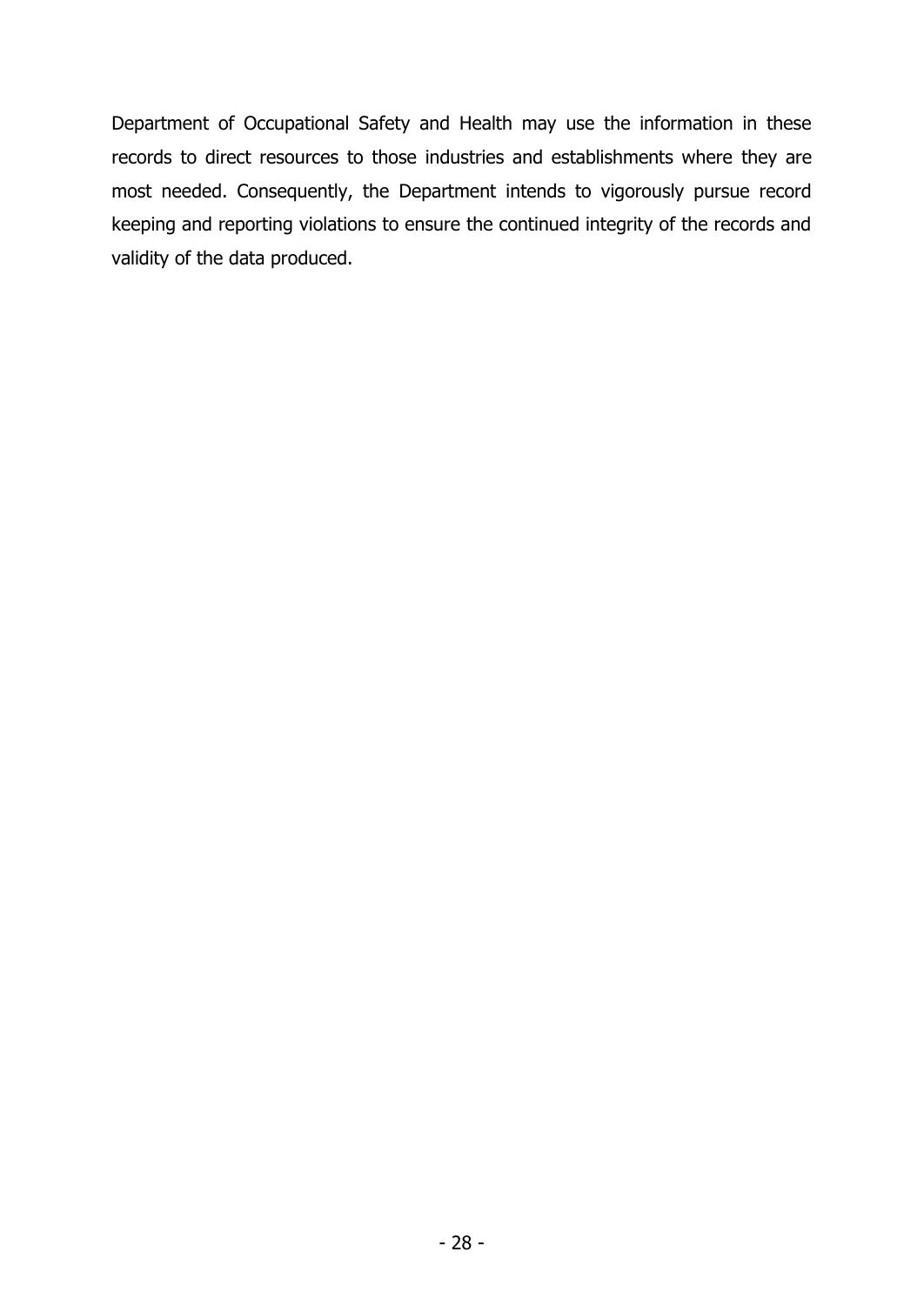Department of Occupational Safety and Health may use the information in these records to direct resources to those industries and establishments where they are most needed. Consequently, the Department intends to vigorously pursue record keeping and reporting violations to ensure the continued integrity of the records and validity of the data produced.